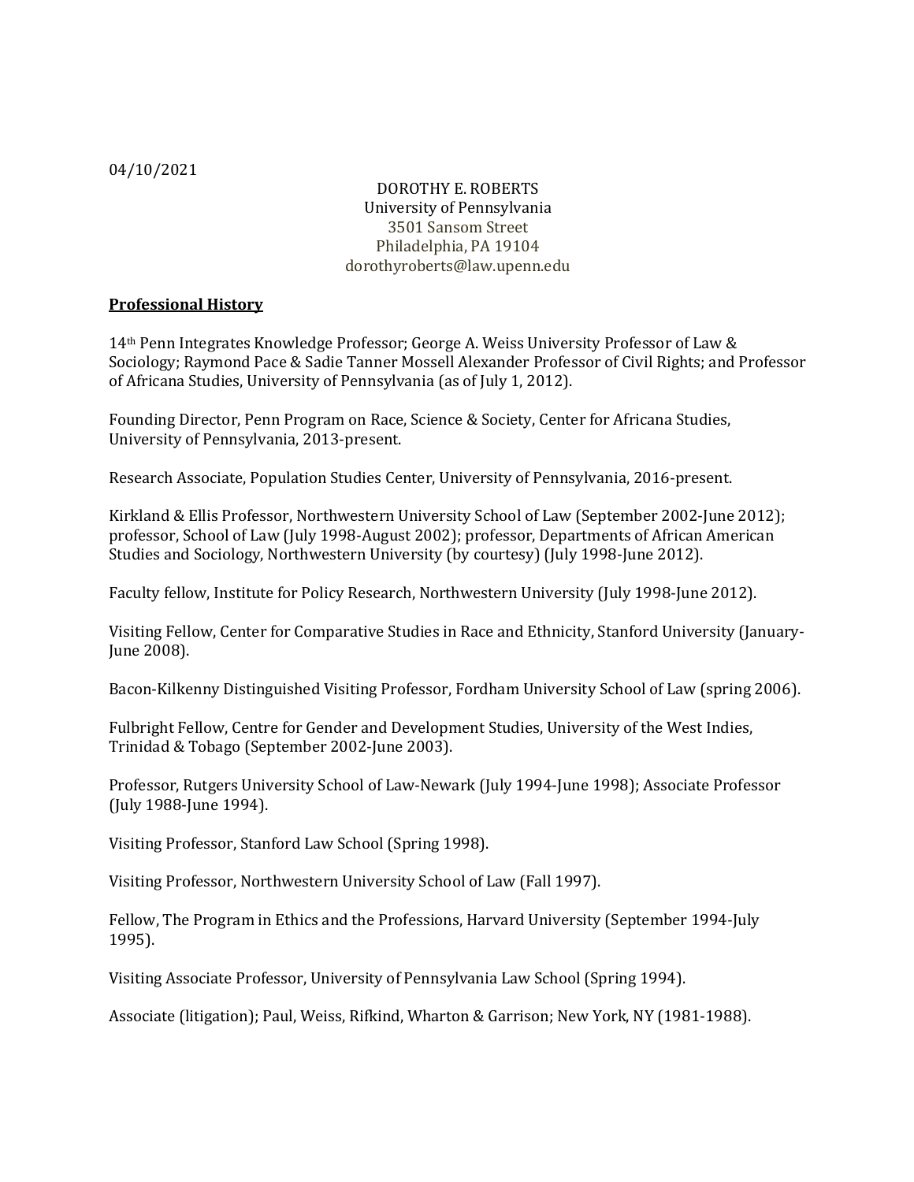04/10/2021

DOROTHY E. ROBERTS
University of Pennsylvania
3501 Sansom Street
Philadelphia, PA 19104
dorothyroberts@law.upenn.edu

## Professional History

14th Penn Integrates Knowledge Professor; George A. Weiss University Professor of Law & Sociology; Raymond Pace & Sadie Tanner Mossell Alexander Professor of Civil Rights; and Professor of Africana Studies, University of Pennsylvania (as of July 1, 2012).

Founding Director, Penn Program on Race, Science & Society, Center for Africana Studies, University of Pennsylvania, 2013-present.

Research Associate, Population Studies Center, University of Pennsylvania, 2016-present.

Kirkland & Ellis Professor, Northwestern University School of Law (September 2002-June 2012); professor, School of Law (July 1998-August 2002); professor, Departments of African American Studies and Sociology, Northwestern University (by courtesy) (July 1998-June 2012).

Faculty fellow, Institute for Policy Research, Northwestern University (July 1998-June 2012).

Visiting Fellow, Center for Comparative Studies in Race and Ethnicity, Stanford University (January-June 2008).

Bacon-Kilkenny Distinguished Visiting Professor, Fordham University School of Law (spring 2006).

Fulbright Fellow, Centre for Gender and Development Studies, University of the West Indies, Trinidad & Tobago (September 2002-June 2003).

Professor, Rutgers University School of Law-Newark (July 1994-June 1998); Associate Professor (July 1988-June 1994).

Visiting Professor, Stanford Law School (Spring 1998).

Visiting Professor, Northwestern University School of Law (Fall 1997).

Fellow, The Program in Ethics and the Professions, Harvard University (September 1994-July 1995).

Visiting Associate Professor, University of Pennsylvania Law School (Spring 1994).

Associate (litigation); Paul, Weiss, Rifkind, Wharton & Garrison; New York, NY (1981-1988).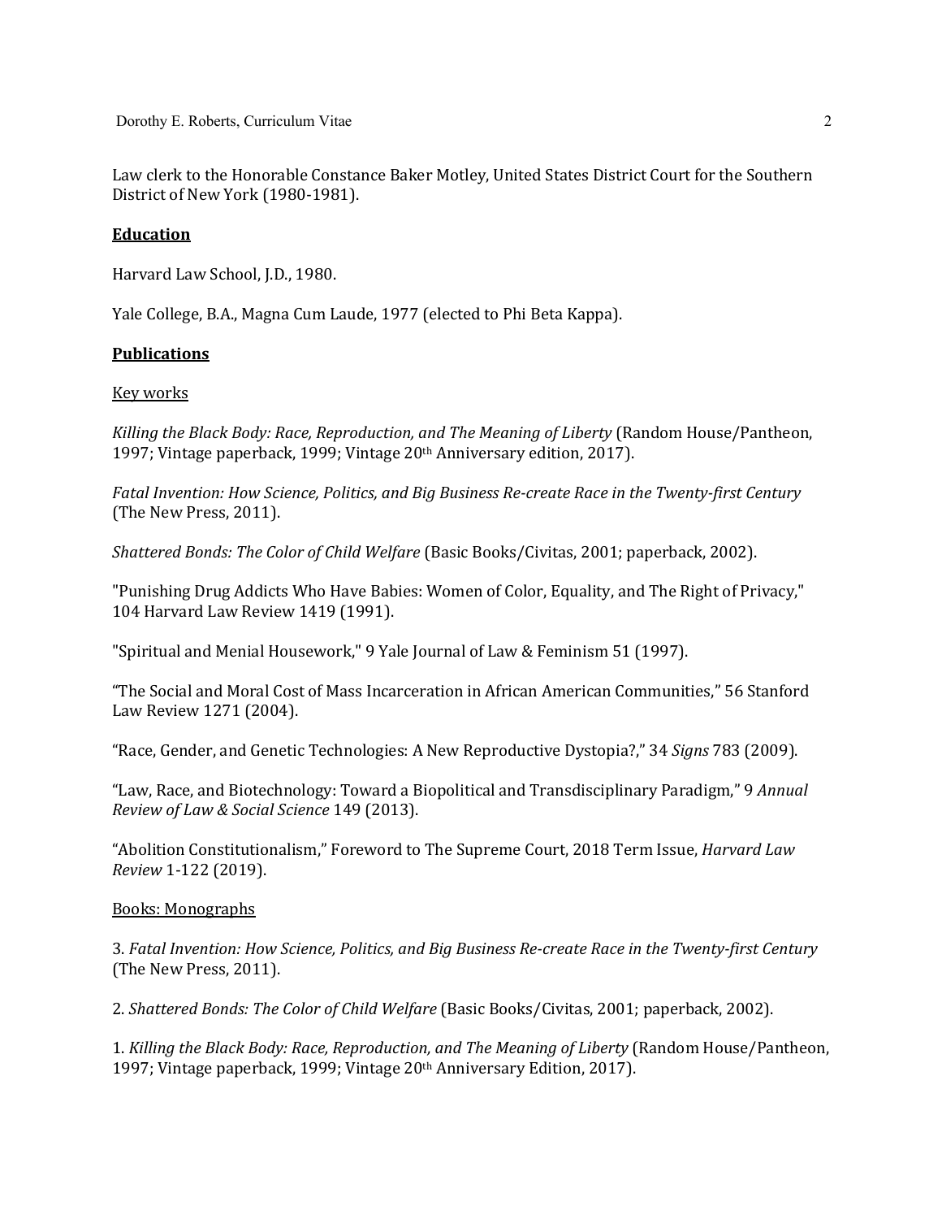Law clerk to the Honorable Constance Baker Motley, United States District Court for the Southern District of New York (1980-1981).

## Education

Harvard Law School, J.D., 1980.

Yale College, B.A., Magna Cum Laude, 1977 (elected to Phi Beta Kappa).

## Publications

### Key works

*Killing the Black Body: Race, Reproduction, and The Meaning of Liberty* (Random House/Pantheon, 1997; Vintage paperback, 1999; Vintage 20th Anniversary edition, 2017).

*Fatal Invention: How Science, Politics, and Big Business Re-create Race in the Twenty-first Century* (The New Press, 2011).

*Shattered Bonds: The Color of Child Welfare* (Basic Books/Civitas, 2001; paperback, 2002).

"Punishing Drug Addicts Who Have Babies: Women of Color, Equality, and The Right of Privacy," 104 Harvard Law Review 1419 (1991).

"Spiritual and Menial Housework," 9 Yale Journal of Law & Feminism 51 (1997).

"The Social and Moral Cost of Mass Incarceration in African American Communities," 56 Stanford Law Review 1271 (2004).

"Race, Gender, and Genetic Technologies: A New Reproductive Dystopia?," 34 *Signs* 783 (2009).

"Law, Race, and Biotechnology: Toward a Biopolitical and Transdisciplinary Paradigm," 9 *Annual Review of Law & Social Science* 149 (2013).

"Abolition Constitutionalism," Foreword to The Supreme Court, 2018 Term Issue, *Harvard Law Review* 1-122 (2019).

### Books: Monographs

3. *Fatal Invention: How Science, Politics, and Big Business Re-create Race in the Twenty-first Century* (The New Press, 2011).

2. *Shattered Bonds: The Color of Child Welfare* (Basic Books/Civitas, 2001; paperback, 2002).

1. *Killing the Black Body: Race, Reproduction, and The Meaning of Liberty* (Random House/Pantheon, 1997; Vintage paperback, 1999; Vintage 20th Anniversary Edition, 2017).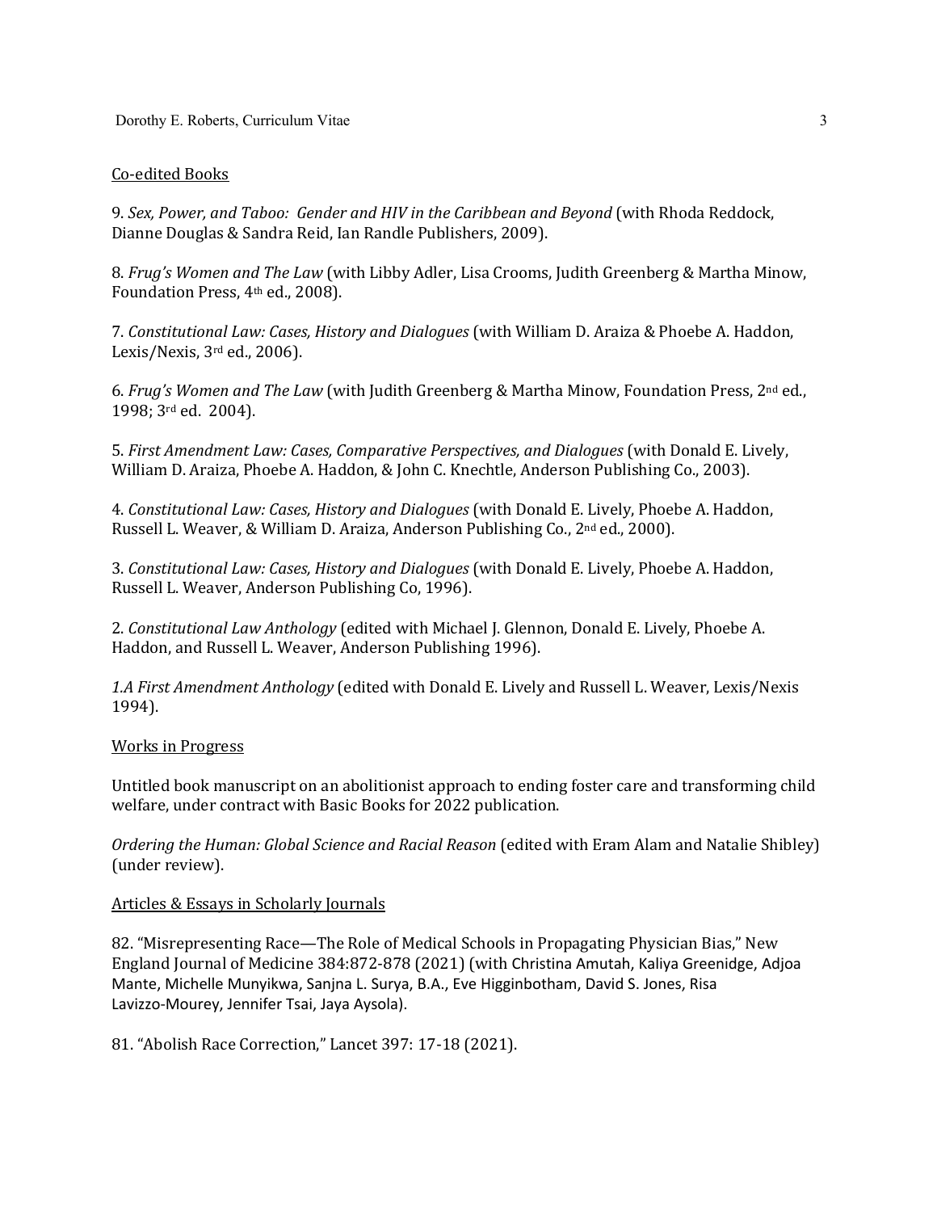Co-edited Books

9. *Sex, Power, and Taboo: Gender and HIV in the Caribbean and Beyond* (with Rhoda Reddock, Dianne Douglas & Sandra Reid, Ian Randle Publishers, 2009).

8. *Frug's Women and The Law* (with Libby Adler, Lisa Crooms, Judith Greenberg & Martha Minow, Foundation Press, 4th ed., 2008).

7. *Constitutional Law: Cases, History and Dialogues* (with William D. Araiza & Phoebe A. Haddon, Lexis/Nexis, 3rd ed., 2006).

6. *Frug's Women and The Law* (with Judith Greenberg & Martha Minow, Foundation Press, 2nd ed., 1998; 3rd ed. 2004).

5. *First Amendment Law: Cases, Comparative Perspectives, and Dialogues* (with Donald E. Lively, William D. Araiza, Phoebe A. Haddon, & John C. Knechtle, Anderson Publishing Co., 2003).

4. *Constitutional Law: Cases, History and Dialogues* (with Donald E. Lively, Phoebe A. Haddon, Russell L. Weaver, & William D. Araiza, Anderson Publishing Co., 2nd ed., 2000).

3. *Constitutional Law: Cases, History and Dialogues* (with Donald E. Lively, Phoebe A. Haddon, Russell L. Weaver, Anderson Publishing Co, 1996).

2. *Constitutional Law Anthology* (edited with Michael J. Glennon, Donald E. Lively, Phoebe A. Haddon, and Russell L. Weaver, Anderson Publishing 1996).

*1.A First Amendment Anthology* (edited with Donald E. Lively and Russell L. Weaver, Lexis/Nexis 1994).

Works in Progress

Untitled book manuscript on an abolitionist approach to ending foster care and transforming child welfare, under contract with Basic Books for 2022 publication.

*Ordering the Human: Global Science and Racial Reason* (edited with Eram Alam and Natalie Shibley) (under review).

Articles & Essays in Scholarly Journals

82. "Misrepresenting Race—The Role of Medical Schools in Propagating Physician Bias," New England Journal of Medicine 384:872-878 (2021) (with Christina Amutah, Kaliya Greenidge, Adjoa Mante, Michelle Munyikwa, Sanjna L. Surya, B.A., Eve Higginbotham, David S. Jones, Risa Lavizzo-Mourey, Jennifer Tsai, Jaya Aysola).

81. "Abolish Race Correction," Lancet 397: 17-18 (2021).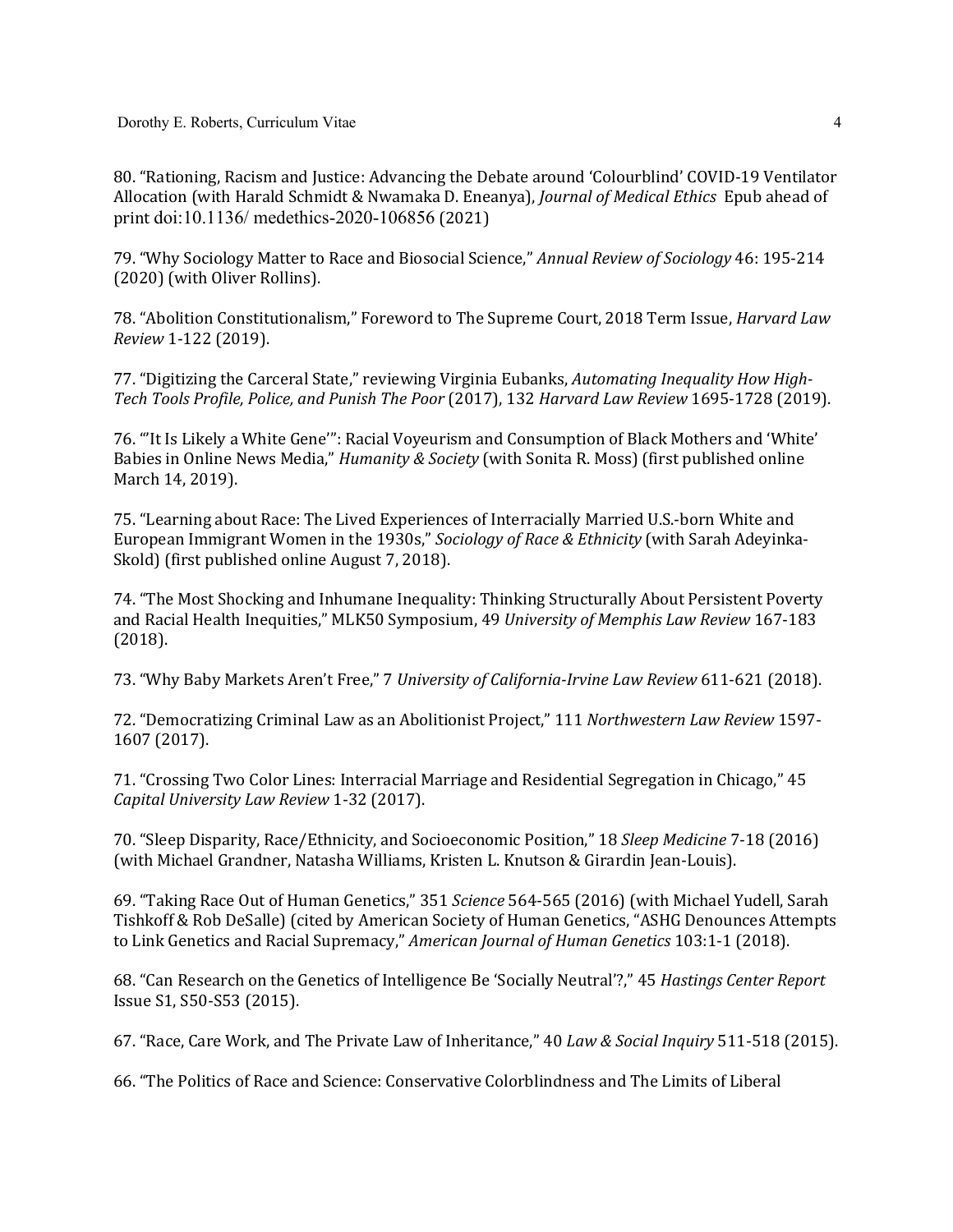80. "Rationing, Racism and Justice: Advancing the Debate around 'Colourblind' COVID-19 Ventilator Allocation (with Harald Schmidt & Nwamaka D. Eneanya), *Journal of Medical Ethics* Epub ahead of print doi:10.1136/ medethics-2020-106856 (2021)

79. "Why Sociology Matter to Race and Biosocial Science," *Annual Review of Sociology* 46: 195-214 (2020) (with Oliver Rollins).

78. "Abolition Constitutionalism," Foreword to The Supreme Court, 2018 Term Issue, *Harvard Law Review* 1-122 (2019).

77. "Digitizing the Carceral State," reviewing Virginia Eubanks, *Automating Inequality How High-Tech Tools Profile, Police, and Punish The Poor* (2017), 132 *Harvard Law Review* 1695-1728 (2019).

76. "'It Is Likely a White Gene'": Racial Voyeurism and Consumption of Black Mothers and 'White' Babies in Online News Media," *Humanity & Society* (with Sonita R. Moss) (first published online March 14, 2019).

75. "Learning about Race: The Lived Experiences of Interracially Married U.S.-born White and European Immigrant Women in the 1930s," *Sociology of Race & Ethnicity* (with Sarah Adeyinka-Skold) (first published online August 7, 2018).

74. "The Most Shocking and Inhumane Inequality: Thinking Structurally About Persistent Poverty and Racial Health Inequities," MLK50 Symposium, 49 *University of Memphis Law Review* 167-183 (2018).

73. "Why Baby Markets Aren't Free," 7 *University of California-Irvine Law Review* 611-621 (2018).

72. "Democratizing Criminal Law as an Abolitionist Project," 111 *Northwestern Law Review* 1597-1607 (2017).

71. "Crossing Two Color Lines: Interracial Marriage and Residential Segregation in Chicago," 45 *Capital University Law Review* 1-32 (2017).

70. "Sleep Disparity, Race/Ethnicity, and Socioeconomic Position," 18 *Sleep Medicine* 7-18 (2016) (with Michael Grandner, Natasha Williams, Kristen L. Knutson & Girardin Jean-Louis).

69. "Taking Race Out of Human Genetics," 351 *Science* 564-565 (2016) (with Michael Yudell, Sarah Tishkoff & Rob DeSalle) (cited by American Society of Human Genetics, "ASHG Denounces Attempts to Link Genetics and Racial Supremacy," *American Journal of Human Genetics* 103:1-1 (2018).

68. "Can Research on the Genetics of Intelligence Be 'Socially Neutral'?," 45 *Hastings Center Report* Issue S1, S50-S53 (2015).

67. "Race, Care Work, and The Private Law of Inheritance," 40 *Law & Social Inquiry* 511-518 (2015).

66. "The Politics of Race and Science: Conservative Colorblindness and The Limits of Liberal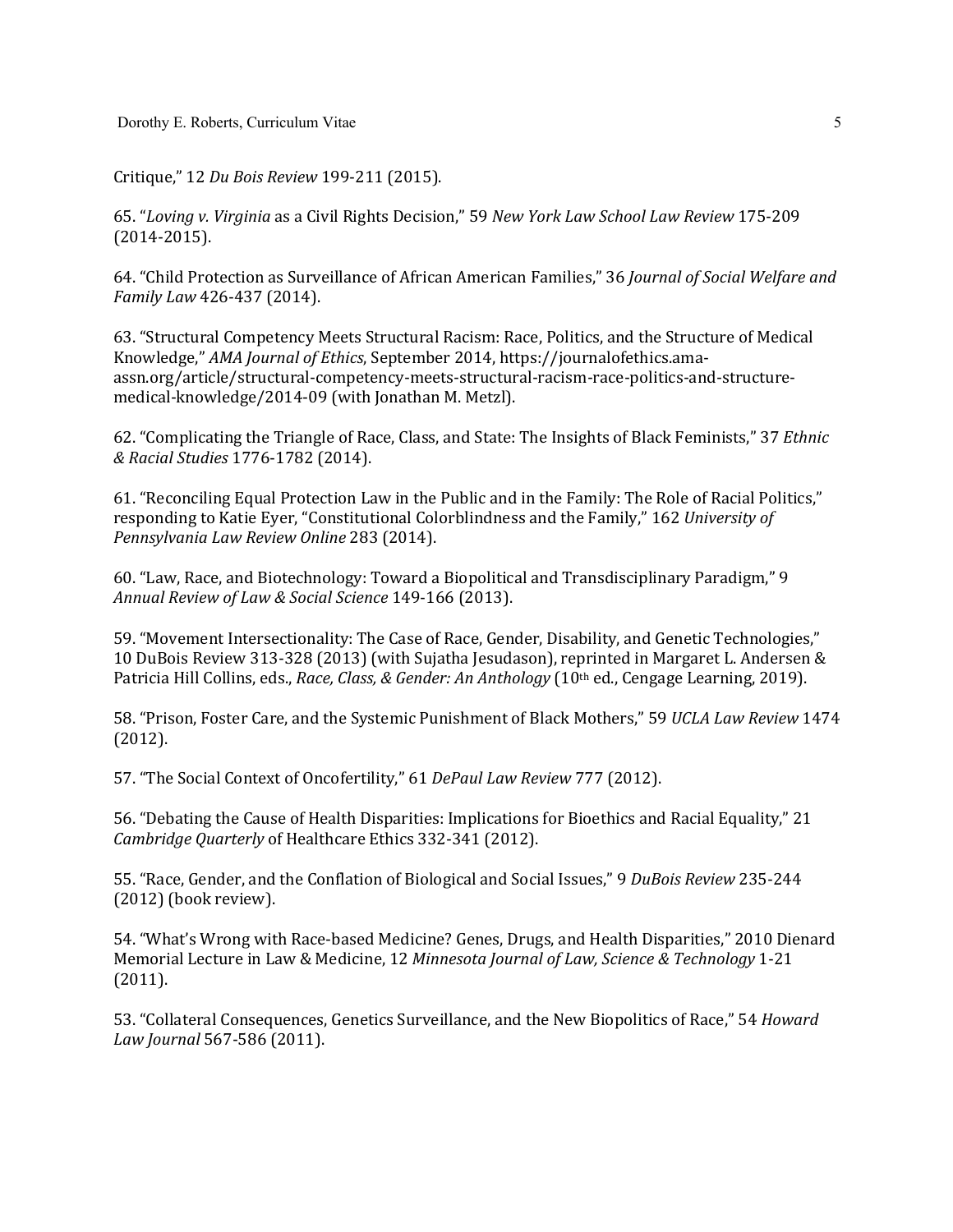Critique," 12 *Du Bois Review* 199-211 (2015).

65. "*Loving v. Virginia* as a Civil Rights Decision," 59 *New York Law School Law Review* 175-209 (2014-2015).

64. "Child Protection as Surveillance of African American Families," 36 *Journal of Social Welfare and Family Law* 426-437 (2014).

63. "Structural Competency Meets Structural Racism: Race, Politics, and the Structure of Medical Knowledge," *AMA Journal of Ethics*, September 2014, https://journalofethics.ama-assn.org/article/structural-competency-meets-structural-racism-race-politics-and-structure-medical-knowledge/2014-09 (with Jonathan M. Metzl).

62. "Complicating the Triangle of Race, Class, and State: The Insights of Black Feminists," 37 *Ethnic & Racial Studies* 1776-1782 (2014).

61. "Reconciling Equal Protection Law in the Public and in the Family: The Role of Racial Politics," responding to Katie Eyer, "Constitutional Colorblindness and the Family," 162 *University of Pennsylvania Law Review Online* 283 (2014).

60. "Law, Race, and Biotechnology: Toward a Biopolitical and Transdisciplinary Paradigm," 9 *Annual Review of Law & Social Science* 149-166 (2013).

59. "Movement Intersectionality: The Case of Race, Gender, Disability, and Genetic Technologies," 10 DuBois Review 313-328 (2013) (with Sujatha Jesudason), reprinted in Margaret L. Andersen & Patricia Hill Collins, eds., *Race, Class, & Gender: An Anthology* (10th ed., Cengage Learning, 2019).

58. "Prison, Foster Care, and the Systemic Punishment of Black Mothers," 59 *UCLA Law Review* 1474 (2012).

57. "The Social Context of Oncofertility," 61 *DePaul Law Review* 777 (2012).

56. "Debating the Cause of Health Disparities: Implications for Bioethics and Racial Equality," 21 *Cambridge Quarterly* of Healthcare Ethics 332-341 (2012).

55. "Race, Gender, and the Conflation of Biological and Social Issues," 9 *DuBois Review* 235-244 (2012) (book review).

54. "What's Wrong with Race-based Medicine? Genes, Drugs, and Health Disparities," 2010 Dienard Memorial Lecture in Law & Medicine, 12 *Minnesota Journal of Law, Science & Technology* 1-21 (2011).

53. "Collateral Consequences, Genetics Surveillance, and the New Biopolitics of Race," 54 *Howard Law Journal* 567-586 (2011).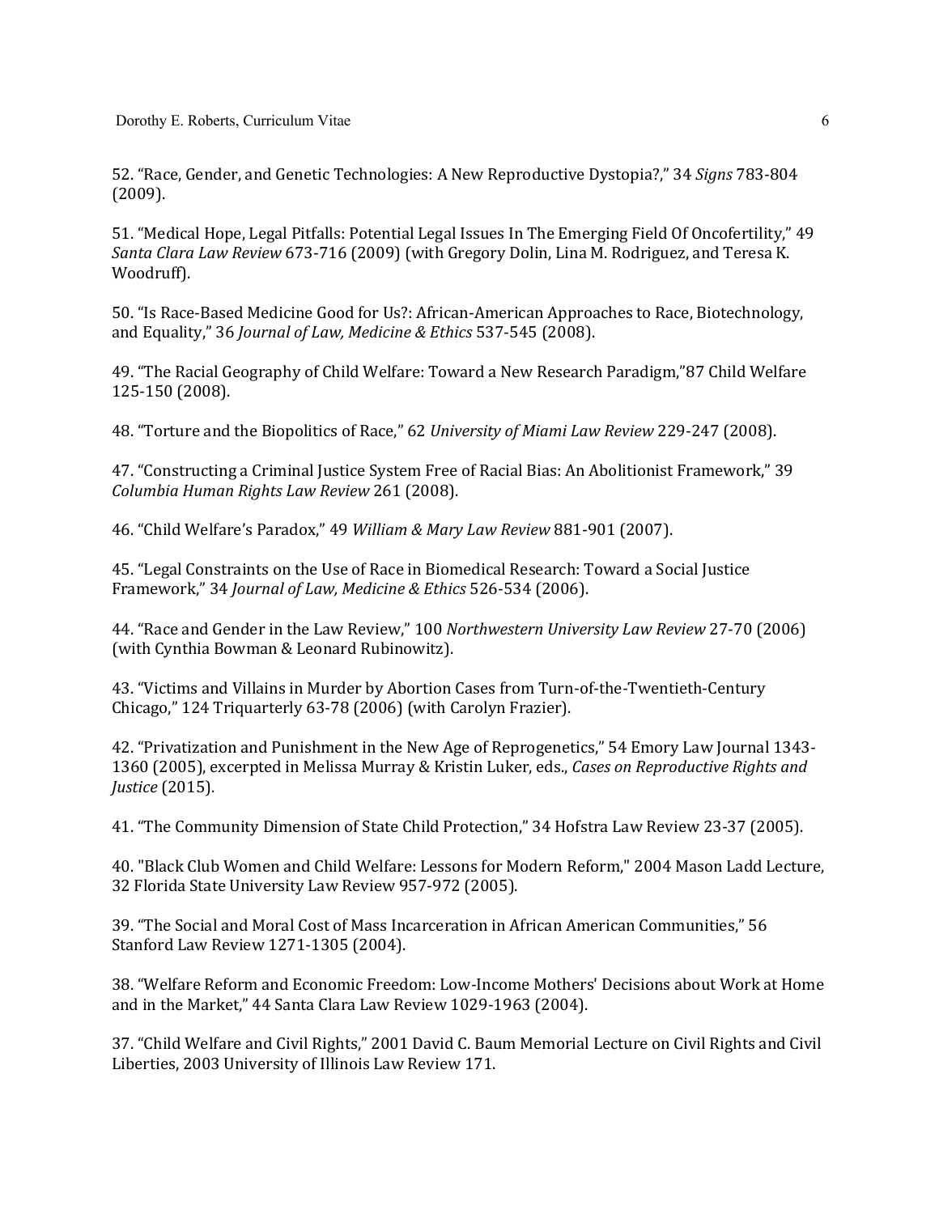52. “Race, Gender, and Genetic Technologies: A New Reproductive Dystopia?,” 34 *Signs* 783-804 (2009).

51. “Medical Hope, Legal Pitfalls: Potential Legal Issues In The Emerging Field Of Oncofertility,” 49 *Santa Clara Law Review* 673-716 (2009) (with Gregory Dolin, Lina M. Rodriguez, and Teresa K. Woodruff).

50. “Is Race-Based Medicine Good for Us?: African-American Approaches to Race, Biotechnology, and Equality,” 36 *Journal of Law, Medicine & Ethics* 537-545 (2008).

49. “The Racial Geography of Child Welfare: Toward a New Research Paradigm,”87 Child Welfare 125-150 (2008).

48. “Torture and the Biopolitics of Race,” 62 *University of Miami Law Review* 229-247 (2008).

47. “Constructing a Criminal Justice System Free of Racial Bias: An Abolitionist Framework,” 39 *Columbia Human Rights Law Review* 261 (2008).

46. “Child Welfare’s Paradox,” 49 *William & Mary Law Review* 881-901 (2007).

45. “Legal Constraints on the Use of Race in Biomedical Research: Toward a Social Justice Framework,” 34 *Journal of Law, Medicine & Ethics* 526-534 (2006).

44. “Race and Gender in the Law Review,” 100 *Northwestern University Law Review* 27-70 (2006) (with Cynthia Bowman & Leonard Rubinowitz).

43. “Victims and Villains in Murder by Abortion Cases from Turn-of-the-Twentieth-Century Chicago,” 124 Triquarterly 63-78 (2006) (with Carolyn Frazier).

42. “Privatization and Punishment in the New Age of Reprogenetics,” 54 Emory Law Journal 1343-1360 (2005), excerpted in Melissa Murray & Kristin Luker, eds., *Cases on Reproductive Rights and Justice* (2015).

41. “The Community Dimension of State Child Protection,” 34 Hofstra Law Review 23-37 (2005).

40. "Black Club Women and Child Welfare: Lessons for Modern Reform," 2004 Mason Ladd Lecture, 32 Florida State University Law Review 957-972 (2005).

39. “The Social and Moral Cost of Mass Incarceration in African American Communities,” 56 Stanford Law Review 1271-1305 (2004).

38. “Welfare Reform and Economic Freedom: Low-Income Mothers' Decisions about Work at Home and in the Market,” 44 Santa Clara Law Review 1029-1963 (2004).

37. “Child Welfare and Civil Rights,” 2001 David C. Baum Memorial Lecture on Civil Rights and Civil Liberties, 2003 University of Illinois Law Review 171.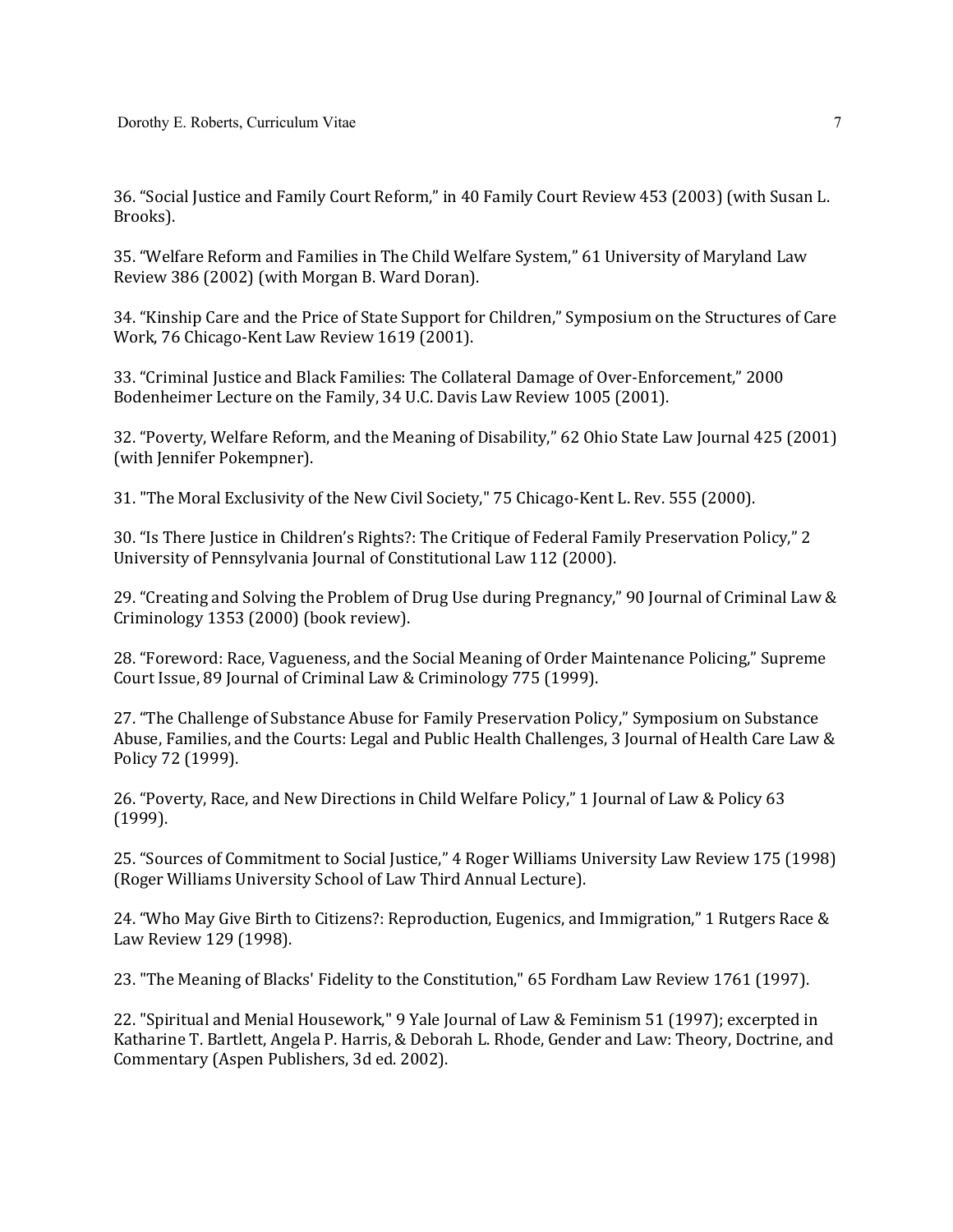36. “Social Justice and Family Court Reform,” in 40 Family Court Review 453 (2003) (with Susan L. Brooks).

35. “Welfare Reform and Families in The Child Welfare System,” 61 University of Maryland Law Review 386 (2002) (with Morgan B. Ward Doran).

34. “Kinship Care and the Price of State Support for Children,” Symposium on the Structures of Care Work, 76 Chicago-Kent Law Review 1619 (2001).

33. “Criminal Justice and Black Families: The Collateral Damage of Over-Enforcement,” 2000 Bodenheimer Lecture on the Family, 34 U.C. Davis Law Review 1005 (2001).

32. “Poverty, Welfare Reform, and the Meaning of Disability,” 62 Ohio State Law Journal 425 (2001) (with Jennifer Pokempner).

31. "The Moral Exclusivity of the New Civil Society," 75 Chicago-Kent L. Rev. 555 (2000).

30. “Is There Justice in Children’s Rights?: The Critique of Federal Family Preservation Policy,” 2 University of Pennsylvania Journal of Constitutional Law 112 (2000).

29. “Creating and Solving the Problem of Drug Use during Pregnancy,” 90 Journal of Criminal Law & Criminology 1353 (2000) (book review).

28. “Foreword: Race, Vagueness, and the Social Meaning of Order Maintenance Policing,” Supreme Court Issue, 89 Journal of Criminal Law & Criminology 775 (1999).

27. “The Challenge of Substance Abuse for Family Preservation Policy,” Symposium on Substance Abuse, Families, and the Courts: Legal and Public Health Challenges, 3 Journal of Health Care Law & Policy 72 (1999).

26. “Poverty, Race, and New Directions in Child Welfare Policy,” 1 Journal of Law & Policy 63 (1999).

25. “Sources of Commitment to Social Justice,” 4 Roger Williams University Law Review 175 (1998) (Roger Williams University School of Law Third Annual Lecture).

24. “Who May Give Birth to Citizens?: Reproduction, Eugenics, and Immigration,” 1 Rutgers Race & Law Review 129 (1998).

23. "The Meaning of Blacks' Fidelity to the Constitution," 65 Fordham Law Review 1761 (1997).

22. "Spiritual and Menial Housework," 9 Yale Journal of Law & Feminism 51 (1997); excerpted in Katharine T. Bartlett, Angela P. Harris, & Deborah L. Rhode, Gender and Law: Theory, Doctrine, and Commentary (Aspen Publishers, 3d ed. 2002).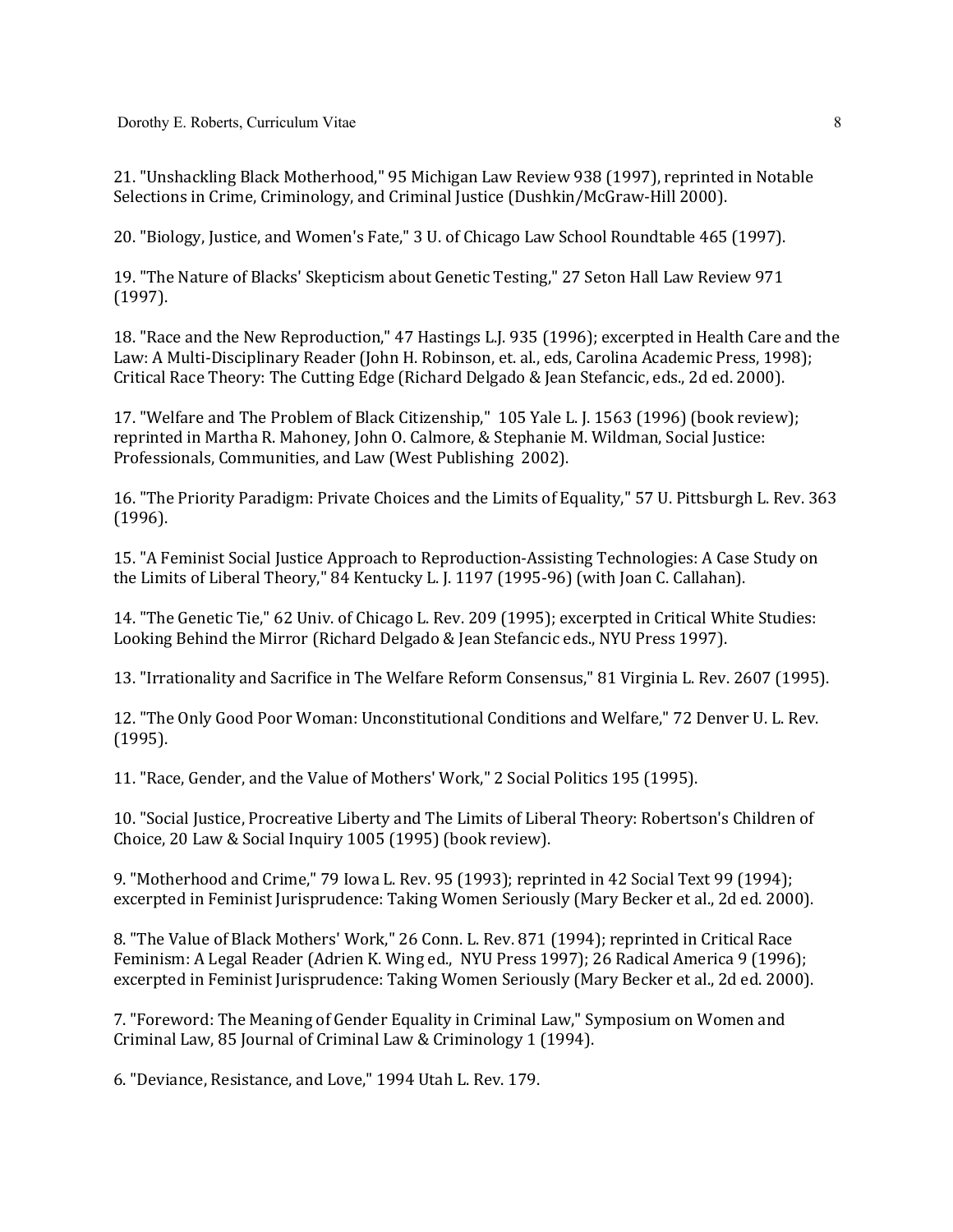21. "Unshackling Black Motherhood," 95 Michigan Law Review 938 (1997), reprinted in Notable Selections in Crime, Criminology, and Criminal Justice (Dushkin/McGraw-Hill 2000).

20. "Biology, Justice, and Women's Fate," 3 U. of Chicago Law School Roundtable 465 (1997).

19. "The Nature of Blacks' Skepticism about Genetic Testing," 27 Seton Hall Law Review 971 (1997).

18. "Race and the New Reproduction," 47 Hastings L.J. 935 (1996); excerpted in Health Care and the Law: A Multi-Disciplinary Reader (John H. Robinson, et. al., eds, Carolina Academic Press, 1998); Critical Race Theory: The Cutting Edge (Richard Delgado & Jean Stefancic, eds., 2d ed. 2000).

17. "Welfare and The Problem of Black Citizenship," 105 Yale L. J. 1563 (1996) (book review); reprinted in Martha R. Mahoney, John O. Calmore, & Stephanie M. Wildman, Social Justice: Professionals, Communities, and Law (West Publishing 2002).

16. "The Priority Paradigm: Private Choices and the Limits of Equality," 57 U. Pittsburgh L. Rev. 363 (1996).

15. "A Feminist Social Justice Approach to Reproduction-Assisting Technologies: A Case Study on the Limits of Liberal Theory," 84 Kentucky L. J. 1197 (1995-96) (with Joan C. Callahan).

14. "The Genetic Tie," 62 Univ. of Chicago L. Rev. 209 (1995); excerpted in Critical White Studies: Looking Behind the Mirror (Richard Delgado & Jean Stefancic eds., NYU Press 1997).

13. "Irrationality and Sacrifice in The Welfare Reform Consensus," 81 Virginia L. Rev. 2607 (1995).

12. "The Only Good Poor Woman: Unconstitutional Conditions and Welfare," 72 Denver U. L. Rev. (1995).

11. "Race, Gender, and the Value of Mothers' Work," 2 Social Politics 195 (1995).

10. "Social Justice, Procreative Liberty and The Limits of Liberal Theory: Robertson's Children of Choice, 20 Law & Social Inquiry 1005 (1995) (book review).

9. "Motherhood and Crime," 79 Iowa L. Rev. 95 (1993); reprinted in 42 Social Text 99 (1994); excerpted in Feminist Jurisprudence: Taking Women Seriously (Mary Becker et al., 2d ed. 2000).

8. "The Value of Black Mothers' Work," 26 Conn. L. Rev. 871 (1994); reprinted in Critical Race Feminism: A Legal Reader (Adrien K. Wing ed., NYU Press 1997); 26 Radical America 9 (1996); excerpted in Feminist Jurisprudence: Taking Women Seriously (Mary Becker et al., 2d ed. 2000).

7. "Foreword: The Meaning of Gender Equality in Criminal Law," Symposium on Women and Criminal Law, 85 Journal of Criminal Law & Criminology 1 (1994).

6. "Deviance, Resistance, and Love," 1994 Utah L. Rev. 179.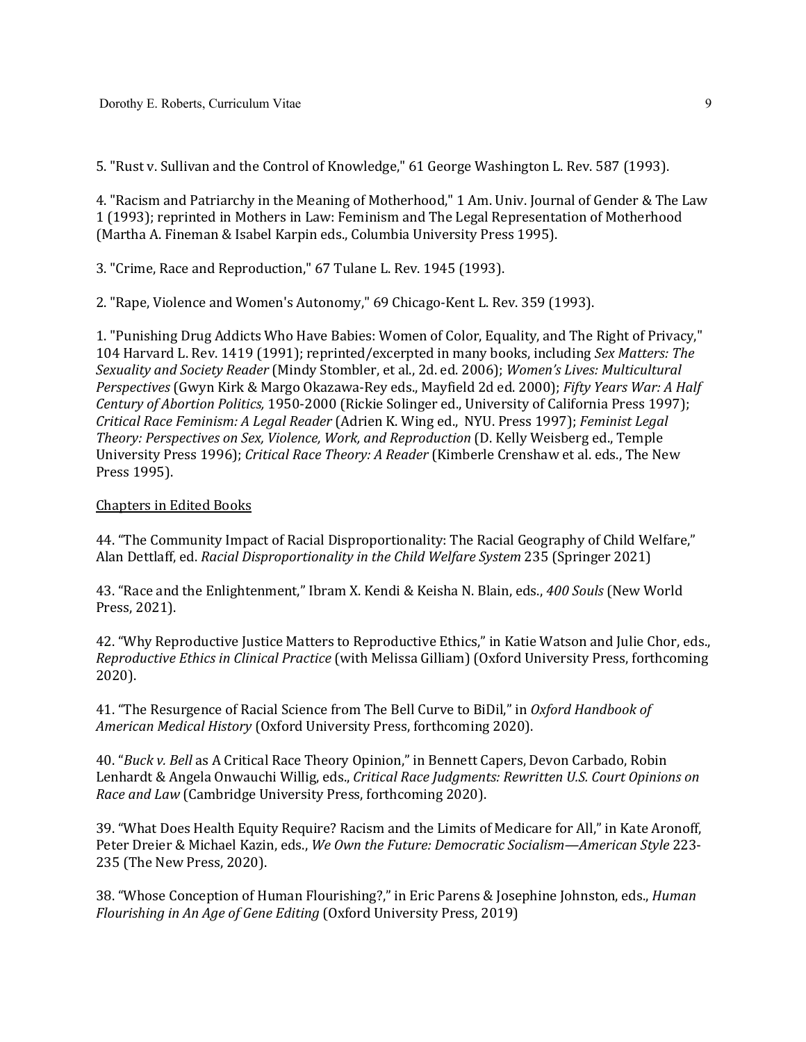5. "Rust v. Sullivan and the Control of Knowledge," 61 George Washington L. Rev. 587 (1993).

4. "Racism and Patriarchy in the Meaning of Motherhood," 1 Am. Univ. Journal of Gender & The Law 1 (1993); reprinted in Mothers in Law: Feminism and The Legal Representation of Motherhood (Martha A. Fineman & Isabel Karpin eds., Columbia University Press 1995).

3. "Crime, Race and Reproduction," 67 Tulane L. Rev. 1945 (1993).

2. "Rape, Violence and Women's Autonomy," 69 Chicago-Kent L. Rev. 359 (1993).

1. "Punishing Drug Addicts Who Have Babies: Women of Color, Equality, and The Right of Privacy," 104 Harvard L. Rev. 1419 (1991); reprinted/excerpted in many books, including *Sex Matters: The Sexuality and Society Reader* (Mindy Stombler, et al., 2d. ed. 2006); *Women's Lives: Multicultural Perspectives* (Gwyn Kirk & Margo Okazawa-Rey eds., Mayfield 2d ed. 2000); *Fifty Years War: A Half Century of Abortion Politics,* 1950-2000 (Rickie Solinger ed., University of California Press 1997); *Critical Race Feminism: A Legal Reader* (Adrien K. Wing ed., NYU. Press 1997); *Feminist Legal Theory: Perspectives on Sex, Violence, Work, and Reproduction* (D. Kelly Weisberg ed., Temple University Press 1996); *Critical Race Theory: A Reader* (Kimberle Crenshaw et al. eds., The New Press 1995).

<u>Chapters in Edited Books</u>

44. "The Community Impact of Racial Disproportionality: The Racial Geography of Child Welfare," Alan Dettlaff, ed. *Racial Disproportionality in the Child Welfare System* 235 (Springer 2021)

43. "Race and the Enlightenment," Ibram X. Kendi & Keisha N. Blain, eds., *400 Souls* (New World Press, 2021).

42. "Why Reproductive Justice Matters to Reproductive Ethics," in Katie Watson and Julie Chor, eds., *Reproductive Ethics in Clinical Practice* (with Melissa Gilliam) (Oxford University Press, forthcoming 2020).

41. "The Resurgence of Racial Science from The Bell Curve to BiDil," in *Oxford Handbook of American Medical History* (Oxford University Press, forthcoming 2020).

40. "*Buck v. Bell* as A Critical Race Theory Opinion," in Bennett Capers, Devon Carbado, Robin Lenhardt & Angela Onwauchi Willig, eds., *Critical Race Judgments: Rewritten U.S. Court Opinions on Race and Law* (Cambridge University Press, forthcoming 2020).

39. "What Does Health Equity Require? Racism and the Limits of Medicare for All," in Kate Aronoff, Peter Dreier & Michael Kazin, eds., *We Own the Future: Democratic Socialism—American Style* 223-235 (The New Press, 2020).

38. "Whose Conception of Human Flourishing?," in Eric Parens & Josephine Johnston, eds., *Human Flourishing in An Age of Gene Editing* (Oxford University Press, 2019)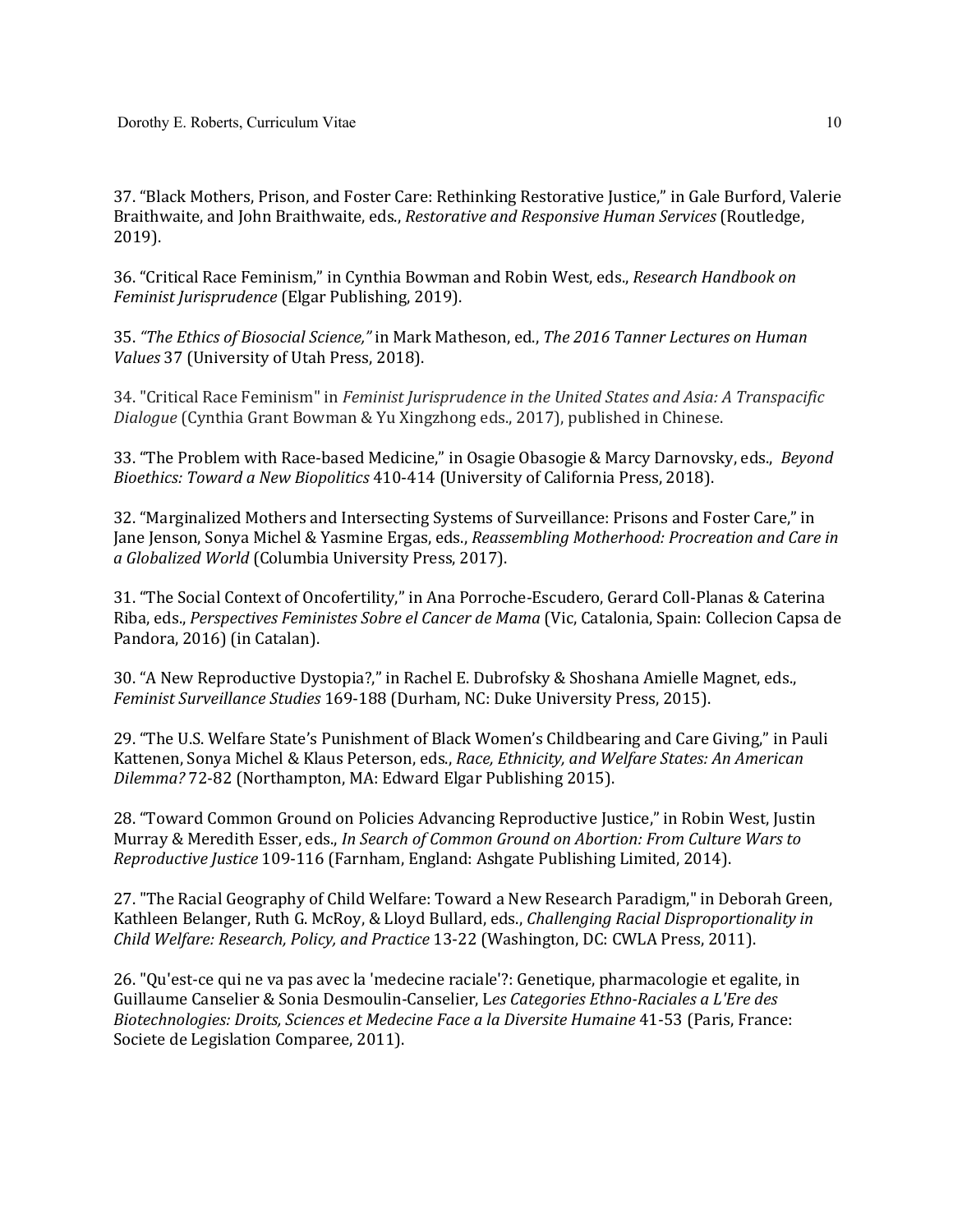37. "Black Mothers, Prison, and Foster Care: Rethinking Restorative Justice," in Gale Burford, Valerie Braithwaite, and John Braithwaite, eds., *Restorative and Responsive Human Services* (Routledge, 2019).

36. "Critical Race Feminism," in Cynthia Bowman and Robin West, eds., *Research Handbook on Feminist Jurisprudence* (Elgar Publishing, 2019).

35. *"The Ethics of Biosocial Science,"* in Mark Matheson, ed., *The 2016 Tanner Lectures on Human Values* 37 (University of Utah Press, 2018).

34. "Critical Race Feminism" in *Feminist Jurisprudence in the United States and Asia: A Transpacific Dialogue* (Cynthia Grant Bowman & Yu Xingzhong eds., 2017), published in Chinese.

33. "The Problem with Race-based Medicine," in Osagie Obasogie & Marcy Darnovsky, eds., *Beyond Bioethics: Toward a New Biopolitics* 410-414 (University of California Press, 2018).

32. "Marginalized Mothers and Intersecting Systems of Surveillance: Prisons and Foster Care," in Jane Jenson, Sonya Michel & Yasmine Ergas, eds., *Reassembling Motherhood: Procreation and Care in a Globalized World* (Columbia University Press, 2017).

31. "The Social Context of Oncofertility," in Ana Porroche-Escudero, Gerard Coll-Planas & Caterina Riba, eds., *Perspectives Feministes Sobre el Cancer de Mama* (Vic, Catalonia, Spain: Collecion Capsa de Pandora, 2016) (in Catalan).

30. "A New Reproductive Dystopia?," in Rachel E. Dubrofsky & Shoshana Amielle Magnet, eds., *Feminist Surveillance Studies* 169-188 (Durham, NC: Duke University Press, 2015).

29. "The U.S. Welfare State's Punishment of Black Women's Childbearing and Care Giving," in Pauli Kattenen, Sonya Michel & Klaus Peterson, eds., *Race, Ethnicity, and Welfare States: An American Dilemma?* 72-82 (Northampton, MA: Edward Elgar Publishing 2015).

28. "Toward Common Ground on Policies Advancing Reproductive Justice," in Robin West, Justin Murray & Meredith Esser, eds., *In Search of Common Ground on Abortion: From Culture Wars to Reproductive Justice* 109-116 (Farnham, England: Ashgate Publishing Limited, 2014).

27. "The Racial Geography of Child Welfare: Toward a New Research Paradigm," in Deborah Green, Kathleen Belanger, Ruth G. McRoy, & Lloyd Bullard, eds., *Challenging Racial Disproportionality in Child Welfare: Research, Policy, and Practice* 13-22 (Washington, DC: CWLA Press, 2011).

26. "Qu'est-ce qui ne va pas avec la 'medecine raciale'?: Genetique, pharmacologie et egalite, in Guillaume Canselier & Sonia Desmoulin-Canselier, L*es Categories Ethno-Raciales a L'Ere des Biotechnologies: Droits, Sciences et Medecine Face a la Diversite Humaine* 41-53 (Paris, France: Societe de Legislation Comparee, 2011).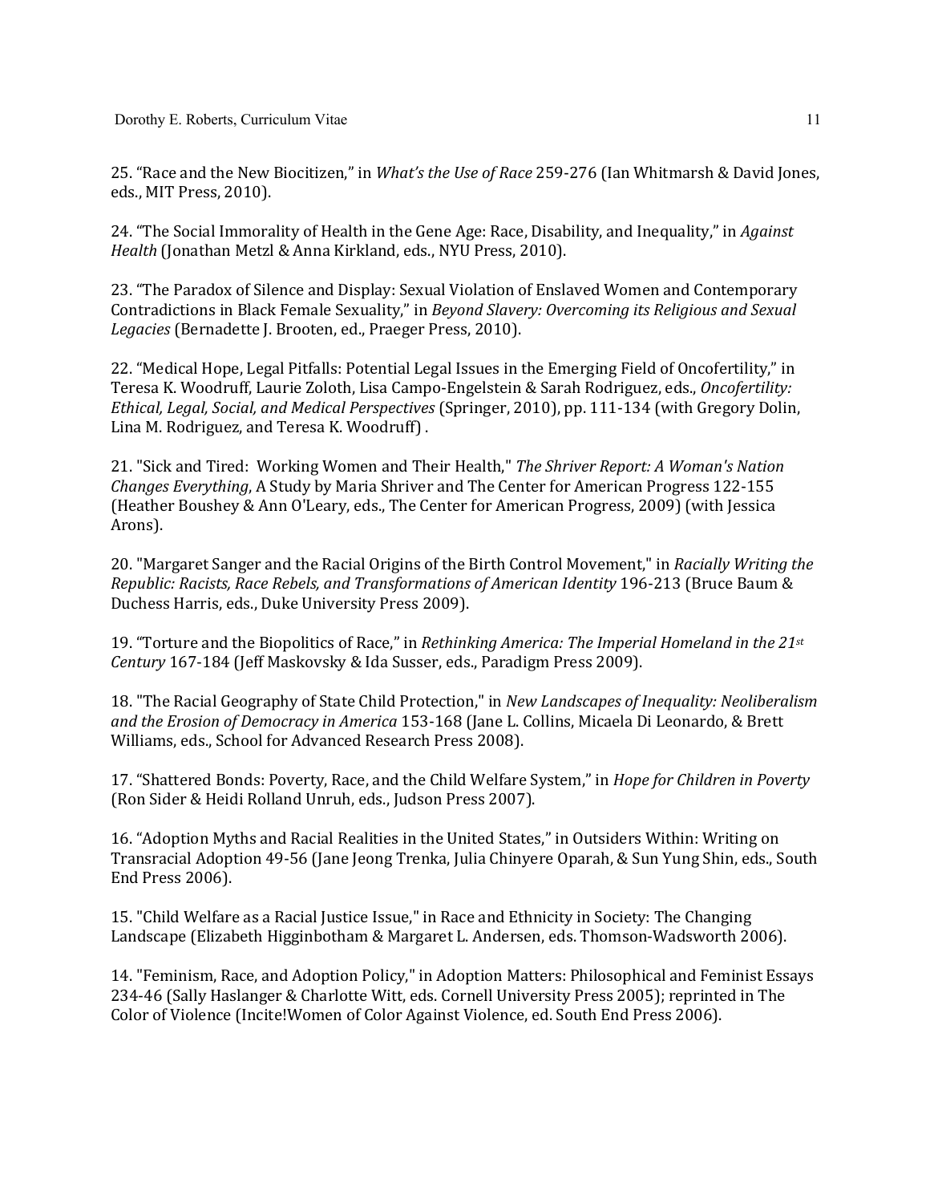25. “Race and the New Biocitizen,” in *What’s the Use of Race* 259-276 (Ian Whitmarsh & David Jones, eds., MIT Press, 2010).

24. “The Social Immorality of Health in the Gene Age: Race, Disability, and Inequality,” in *Against Health* (Jonathan Metzl & Anna Kirkland, eds., NYU Press, 2010).

23. “The Paradox of Silence and Display: Sexual Violation of Enslaved Women and Contemporary Contradictions in Black Female Sexuality,” in *Beyond Slavery: Overcoming its Religious and Sexual Legacies* (Bernadette J. Brooten, ed., Praeger Press, 2010).

22. “Medical Hope, Legal Pitfalls: Potential Legal Issues in the Emerging Field of Oncofertility,” in Teresa K. Woodruff, Laurie Zoloth, Lisa Campo-Engelstein & Sarah Rodriguez, eds., *Oncofertility: Ethical, Legal, Social, and Medical Perspectives* (Springer, 2010), pp. 111-134 (with Gregory Dolin, Lina M. Rodriguez, and Teresa K. Woodruff) .

21. "Sick and Tired: Working Women and Their Health," *The Shriver Report: A Woman's Nation Changes Everything*, A Study by Maria Shriver and The Center for American Progress 122-155 (Heather Boushey & Ann O'Leary, eds., The Center for American Progress, 2009) (with Jessica Arons).

20. "Margaret Sanger and the Racial Origins of the Birth Control Movement," in *Racially Writing the Republic: Racists, Race Rebels, and Transformations of American Identity* 196-213 (Bruce Baum & Duchess Harris, eds., Duke University Press 2009).

19. “Torture and the Biopolitics of Race,” in *Rethinking America: The Imperial Homeland in the 21st Century* 167-184 (Jeff Maskovsky & Ida Susser, eds., Paradigm Press 2009).

18. "The Racial Geography of State Child Protection," in *New Landscapes of Inequality: Neoliberalism and the Erosion of Democracy in America* 153-168 (Jane L. Collins, Micaela Di Leonardo, & Brett Williams, eds., School for Advanced Research Press 2008).

17. “Shattered Bonds: Poverty, Race, and the Child Welfare System,” in *Hope for Children in Poverty* (Ron Sider & Heidi Rolland Unruh, eds., Judson Press 2007).

16. “Adoption Myths and Racial Realities in the United States,” in Outsiders Within: Writing on Transracial Adoption 49-56 (Jane Jeong Trenka, Julia Chinyere Oparah, & Sun Yung Shin, eds., South End Press 2006).

15. "Child Welfare as a Racial Justice Issue," in Race and Ethnicity in Society: The Changing Landscape (Elizabeth Higginbotham & Margaret L. Andersen, eds. Thomson-Wadsworth 2006).

14. "Feminism, Race, and Adoption Policy," in Adoption Matters: Philosophical and Feminist Essays 234-46 (Sally Haslanger & Charlotte Witt, eds. Cornell University Press 2005); reprinted in The Color of Violence (Incite!Women of Color Against Violence, ed. South End Press 2006).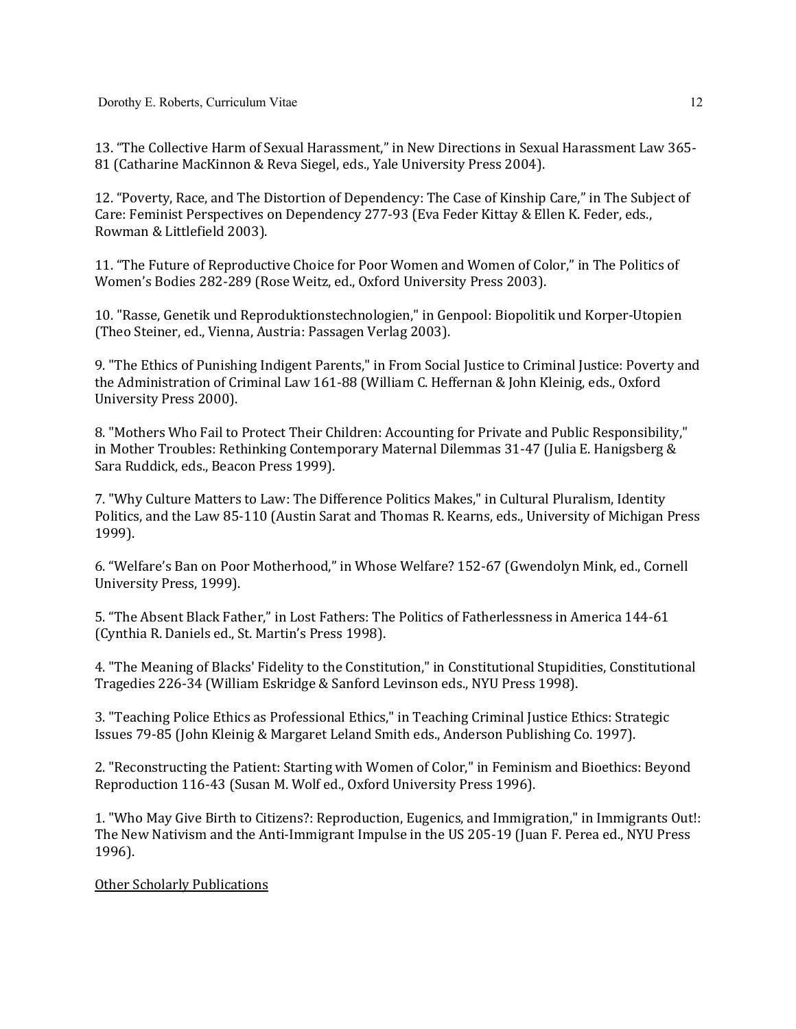13. “The Collective Harm of Sexual Harassment,” in New Directions in Sexual Harassment Law 365-81 (Catharine MacKinnon & Reva Siegel, eds., Yale University Press 2004).

12. “Poverty, Race, and The Distortion of Dependency: The Case of Kinship Care,” in The Subject of Care: Feminist Perspectives on Dependency 277-93 (Eva Feder Kittay & Ellen K. Feder, eds., Rowman & Littlefield 2003).

11. “The Future of Reproductive Choice for Poor Women and Women of Color,” in The Politics of Women’s Bodies 282-289 (Rose Weitz, ed., Oxford University Press 2003).

10. "Rasse, Genetik und Reproduktionstechnologien," in Genpool: Biopolitik und Korper-Utopien (Theo Steiner, ed., Vienna, Austria: Passagen Verlag 2003).

9. "The Ethics of Punishing Indigent Parents," in From Social Justice to Criminal Justice: Poverty and the Administration of Criminal Law 161-88 (William C. Heffernan & John Kleinig, eds., Oxford University Press 2000).

8. "Mothers Who Fail to Protect Their Children: Accounting for Private and Public Responsibility," in Mother Troubles: Rethinking Contemporary Maternal Dilemmas 31-47 (Julia E. Hanigsberg & Sara Ruddick, eds., Beacon Press 1999).

7. "Why Culture Matters to Law: The Difference Politics Makes," in Cultural Pluralism, Identity Politics, and the Law 85-110 (Austin Sarat and Thomas R. Kearns, eds., University of Michigan Press 1999).

6. “Welfare’s Ban on Poor Motherhood,” in Whose Welfare? 152-67 (Gwendolyn Mink, ed., Cornell University Press, 1999).

5. “The Absent Black Father,” in Lost Fathers: The Politics of Fatherlessness in America 144-61 (Cynthia R. Daniels ed., St. Martin’s Press 1998).

4. "The Meaning of Blacks' Fidelity to the Constitution," in Constitutional Stupidities, Constitutional Tragedies 226-34 (William Eskridge & Sanford Levinson eds., NYU Press 1998).

3. "Teaching Police Ethics as Professional Ethics," in Teaching Criminal Justice Ethics: Strategic Issues 79-85 (John Kleinig & Margaret Leland Smith eds., Anderson Publishing Co. 1997).

2. "Reconstructing the Patient: Starting with Women of Color," in Feminism and Bioethics: Beyond Reproduction 116-43 (Susan M. Wolf ed., Oxford University Press 1996).

1. "Who May Give Birth to Citizens?: Reproduction, Eugenics, and Immigration," in Immigrants Out!: The New Nativism and the Anti-Immigrant Impulse in the US 205-19 (Juan F. Perea ed., NYU Press 1996).

<u>Other Scholarly Publications</u>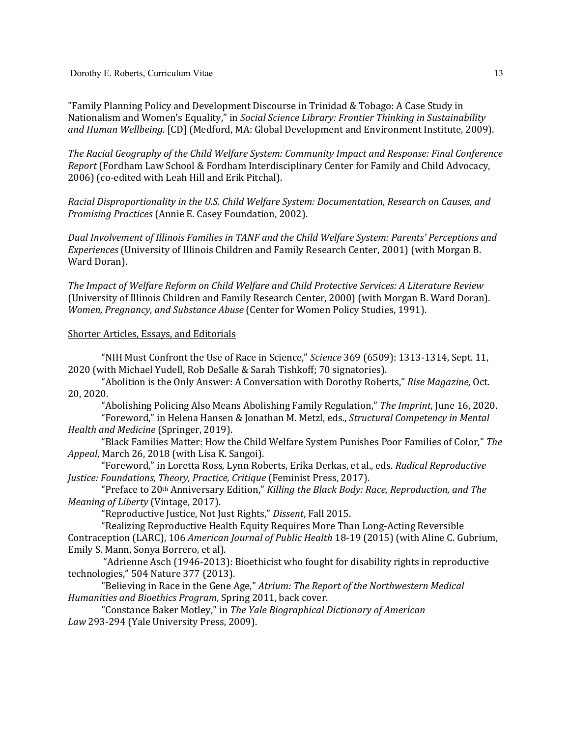"Family Planning Policy and Development Discourse in Trinidad & Tobago: A Case Study in Nationalism and Women's Equality," in *Social Science Library: Frontier Thinking in Sustainability and Human Wellbeing*. [CD] (Medford, MA: Global Development and Environment Institute, 2009).

*The Racial Geography of the Child Welfare System: Community Impact and Response: Final Conference Report* (Fordham Law School & Fordham Interdisciplinary Center for Family and Child Advocacy, 2006) (co-edited with Leah Hill and Erik Pitchal).

*Racial Disproportionality in the U.S. Child Welfare System: Documentation, Research on Causes, and Promising Practices* (Annie E. Casey Foundation, 2002).

*Dual Involvement of Illinois Families in TANF and the Child Welfare System: Parents' Perceptions and Experiences* (University of Illinois Children and Family Research Center, 2001) (with Morgan B. Ward Doran).

*The Impact of Welfare Reform on Child Welfare and Child Protective Services: A Literature Review* (University of Illinois Children and Family Research Center, 2000) (with Morgan B. Ward Doran).
*Women, Pregnancy, and Substance Abuse* (Center for Women Policy Studies, 1991).

Shorter Articles, Essays, and Editorials

"NIH Must Confront the Use of Race in Science," *Science* 369 (6509): 1313-1314, Sept. 11, 2020 (with Michael Yudell, Rob DeSalle & Sarah Tishkoff; 70 signatories).

"Abolition is the Only Answer: A Conversation with Dorothy Roberts," *Rise Magazine*, Oct. 20, 2020.

"Abolishing Policing Also Means Abolishing Family Regulation," *The Imprint*, June 16, 2020.

"Foreword," in Helena Hansen & Jonathan M. Metzl, eds., *Structural Competency in Mental Health and Medicine* (Springer, 2019).

"Black Families Matter: How the Child Welfare System Punishes Poor Families of Color," *The Appeal*, March 26, 2018 (with Lisa K. Sangoi).

"Foreword," in Loretta Ross, Lynn Roberts, Erika Derkas, et al., eds. *Radical Reproductive Justice: Foundations, Theory, Practice, Critique* (Feminist Press, 2017).

"Preface to 20th Anniversary Edition," *Killing the Black Body: Race, Reproduction, and The Meaning of Liberty* (Vintage, 2017).

"Reproductive Justice, Not Just Rights," *Dissent*, Fall 2015.

"Realizing Reproductive Health Equity Requires More Than Long-Acting Reversible Contraception (LARC), 106 *American Journal of Public Health* 18-19 (2015) (with Aline C. Gubrium, Emily S. Mann, Sonya Borrero, et al).

"Adrienne Asch (1946-2013): Bioethicist who fought for disability rights in reproductive technologies," 504 Nature 377 (2013).

"Believing in Race in the Gene Age," *Atrium: The Report of the Northwestern Medical Humanities and Bioethics Program*, Spring 2011, back cover.

"Constance Baker Motley," in *The Yale Biographical Dictionary of American Law* 293-294 (Yale University Press, 2009).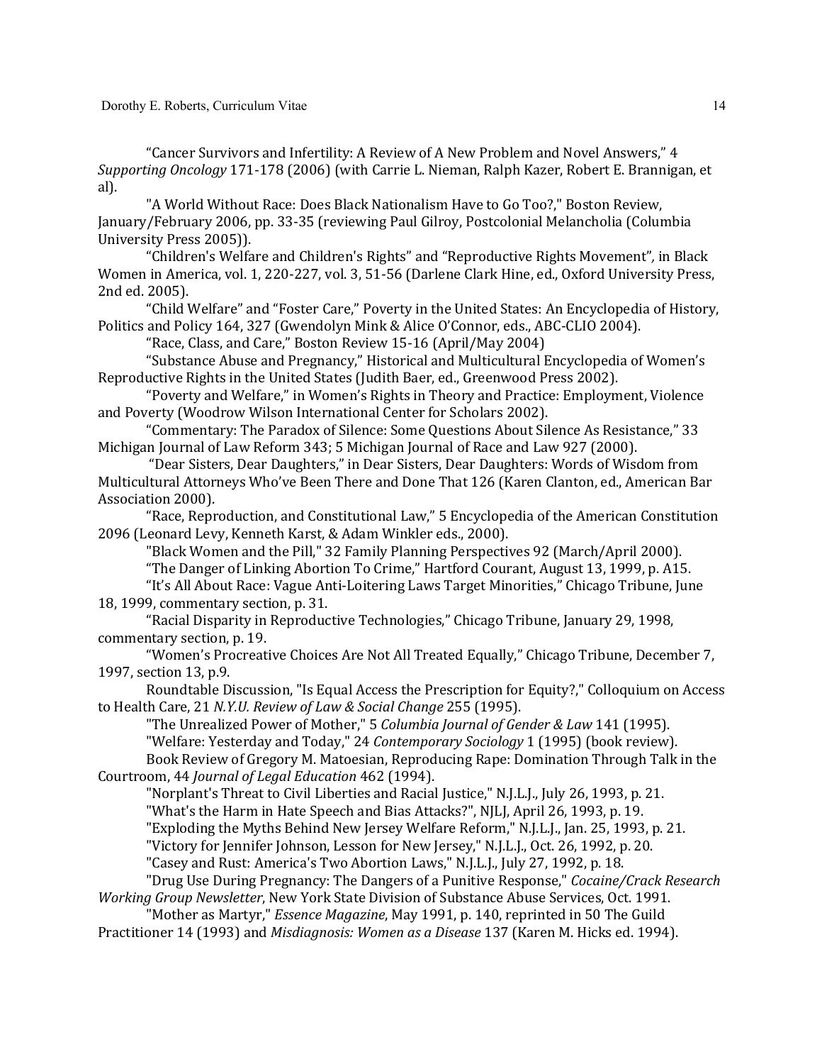“Cancer Survivors and Infertility: A Review of A New Problem and Novel Answers,” 4 *Supporting Oncology* 171-178 (2006) (with Carrie L. Nieman, Ralph Kazer, Robert E. Brannigan, et al).

"A World Without Race: Does Black Nationalism Have to Go Too?," Boston Review, January/February 2006, pp. 33-35 (reviewing Paul Gilroy, Postcolonial Melancholia (Columbia University Press 2005)).

“Children's Welfare and Children's Rights” and “Reproductive Rights Movement”*,* in Black Women in America, vol. 1, 220-227, vol. 3, 51-56 (Darlene Clark Hine, ed., Oxford University Press, 2nd ed. 2005).

“Child Welfare” and “Foster Care,” Poverty in the United States: An Encyclopedia of History, Politics and Policy 164, 327 (Gwendolyn Mink & Alice O’Connor, eds., ABC-CLIO 2004).

“Race, Class, and Care,” Boston Review 15-16 (April/May 2004)

“Substance Abuse and Pregnancy,” Historical and Multicultural Encyclopedia of Women’s Reproductive Rights in the United States (Judith Baer, ed., Greenwood Press 2002).

“Poverty and Welfare,” in Women’s Rights in Theory and Practice: Employment, Violence and Poverty (Woodrow Wilson International Center for Scholars 2002).

“Commentary: The Paradox of Silence: Some Questions About Silence As Resistance,” 33 Michigan Journal of Law Reform 343; 5 Michigan Journal of Race and Law 927 (2000).

“Dear Sisters, Dear Daughters,” in Dear Sisters, Dear Daughters: Words of Wisdom from Multicultural Attorneys Who’ve Been There and Done That 126 (Karen Clanton, ed., American Bar Association 2000).

“Race, Reproduction, and Constitutional Law,” 5 Encyclopedia of the American Constitution 2096 (Leonard Levy, Kenneth Karst, & Adam Winkler eds., 2000).

"Black Women and the Pill," 32 Family Planning Perspectives 92 (March/April 2000).

“The Danger of Linking Abortion To Crime,” Hartford Courant, August 13, 1999, p. A15.

“It’s All About Race: Vague Anti-Loitering Laws Target Minorities,” Chicago Tribune, June 18, 1999, commentary section, p. 31.

“Racial Disparity in Reproductive Technologies,” Chicago Tribune, January 29, 1998, commentary section, p. 19.

“Women’s Procreative Choices Are Not All Treated Equally,” Chicago Tribune, December 7, 1997, section 13, p.9.

Roundtable Discussion, "Is Equal Access the Prescription for Equity?," Colloquium on Access to Health Care, 21 *N.Y.U. Review of Law & Social Change* 255 (1995).

"The Unrealized Power of Mother," 5 *Columbia Journal of Gender & Law* 141 (1995).

"Welfare: Yesterday and Today," 24 *Contemporary Sociology* 1 (1995) (book review).

Book Review of Gregory M. Matoesian, Reproducing Rape: Domination Through Talk in the Courtroom, 44 *Journal of Legal Education* 462 (1994).

"Norplant's Threat to Civil Liberties and Racial Justice," N.J.L.J., July 26, 1993, p. 21.

"What's the Harm in Hate Speech and Bias Attacks?", NJLJ, April 26, 1993, p. 19.

"Exploding the Myths Behind New Jersey Welfare Reform," N.J.L.J., Jan. 25, 1993, p. 21.

"Victory for Jennifer Johnson, Lesson for New Jersey," N.J.L.J., Oct. 26, 1992, p. 20.

"Casey and Rust: America's Two Abortion Laws," N.J.L.J., July 27, 1992, p. 18.

"Drug Use During Pregnancy: The Dangers of a Punitive Response," *Cocaine/Crack Research Working Group Newsletter*, New York State Division of Substance Abuse Services, Oct. 1991.

"Mother as Martyr," *Essence Magazine*, May 1991, p. 140, reprinted in 50 The Guild Practitioner 14 (1993) and *Misdiagnosis: Women as a Disease* 137 (Karen M. Hicks ed. 1994).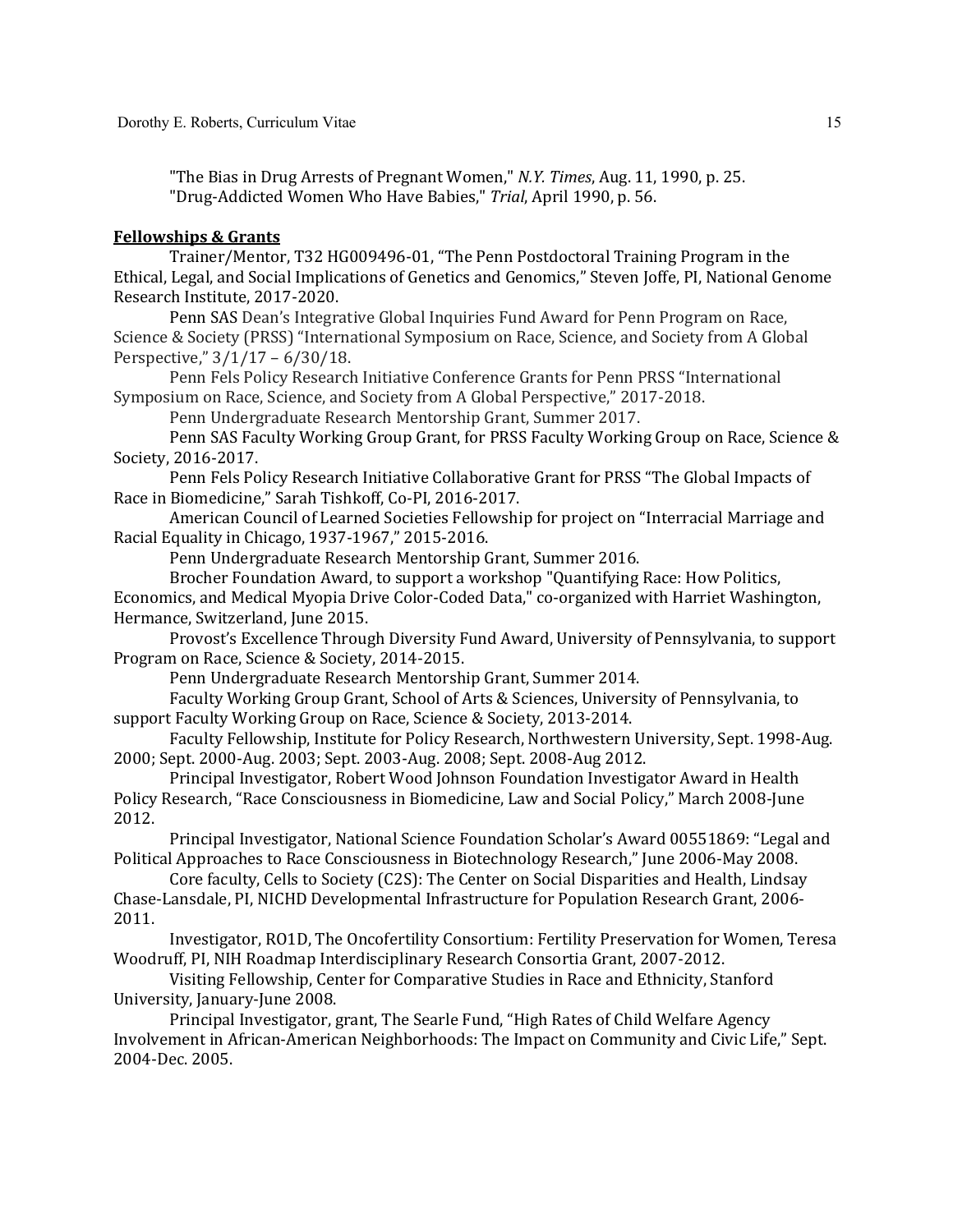"The Bias in Drug Arrests of Pregnant Women," *N.Y. Times*, Aug. 11, 1990, p. 25.
"Drug-Addicted Women Who Have Babies," *Trial*, April 1990, p. 56.

## **Fellowships & Grants**

Trainer/Mentor, T32 HG009496-01, "The Penn Postdoctoral Training Program in the Ethical, Legal, and Social Implications of Genetics and Genomics," Steven Joffe, PI, National Genome Research Institute, 2017-2020.

Penn SAS Dean's Integrative Global Inquiries Fund Award for Penn Program on Race, Science & Society (PRSS) "International Symposium on Race, Science, and Society from A Global Perspective," 3/1/17 – 6/30/18.

Penn Fels Policy Research Initiative Conference Grants for Penn PRSS "International Symposium on Race, Science, and Society from A Global Perspective," 2017-2018.

Penn Undergraduate Research Mentorship Grant, Summer 2017.

Penn SAS Faculty Working Group Grant, for PRSS Faculty Working Group on Race, Science & Society, 2016-2017.

Penn Fels Policy Research Initiative Collaborative Grant for PRSS "The Global Impacts of Race in Biomedicine," Sarah Tishkoff, Co-PI, 2016-2017.

American Council of Learned Societies Fellowship for project on "Interracial Marriage and Racial Equality in Chicago, 1937-1967," 2015-2016.

Penn Undergraduate Research Mentorship Grant, Summer 2016.

Brocher Foundation Award, to support a workshop "Quantifying Race: How Politics, Economics, and Medical Myopia Drive Color-Coded Data," co-organized with Harriet Washington, Hermance, Switzerland, June 2015.

Provost's Excellence Through Diversity Fund Award, University of Pennsylvania, to support Program on Race, Science & Society, 2014-2015.

Penn Undergraduate Research Mentorship Grant, Summer 2014.

Faculty Working Group Grant, School of Arts & Sciences, University of Pennsylvania, to support Faculty Working Group on Race, Science & Society, 2013-2014.

Faculty Fellowship, Institute for Policy Research, Northwestern University, Sept. 1998-Aug. 2000; Sept. 2000-Aug. 2003; Sept. 2003-Aug. 2008; Sept. 2008-Aug 2012.

Principal Investigator, Robert Wood Johnson Foundation Investigator Award in Health Policy Research, "Race Consciousness in Biomedicine, Law and Social Policy," March 2008-June 2012.

Principal Investigator, National Science Foundation Scholar's Award 00551869: "Legal and Political Approaches to Race Consciousness in Biotechnology Research," June 2006-May 2008.

Core faculty, Cells to Society (C2S): The Center on Social Disparities and Health, Lindsay Chase-Lansdale, PI, NICHD Developmental Infrastructure for Population Research Grant, 2006-2011.

Investigator, RO1D, The Oncofertility Consortium: Fertility Preservation for Women, Teresa Woodruff, PI, NIH Roadmap Interdisciplinary Research Consortia Grant, 2007-2012.

Visiting Fellowship, Center for Comparative Studies in Race and Ethnicity, Stanford University, January-June 2008.

Principal Investigator, grant, The Searle Fund, "High Rates of Child Welfare Agency Involvement in African-American Neighborhoods: The Impact on Community and Civic Life," Sept. 2004-Dec. 2005.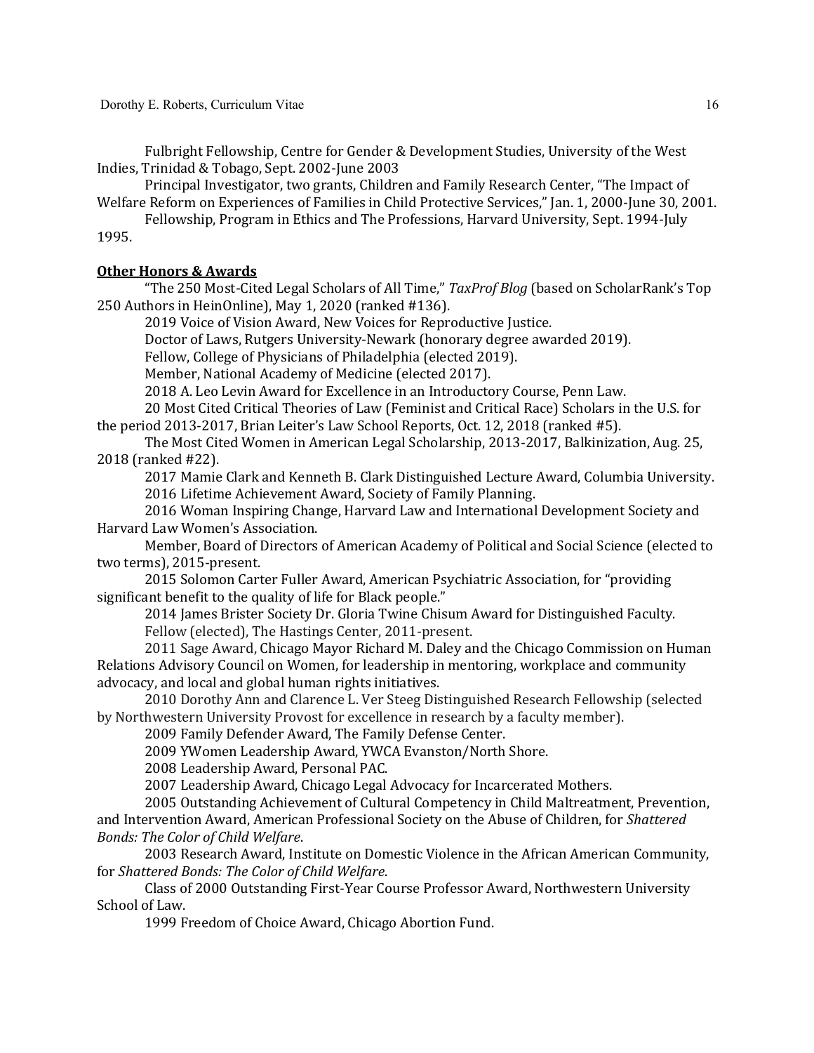Fulbright Fellowship, Centre for Gender & Development Studies, University of the West Indies, Trinidad & Tobago, Sept. 2002-June 2003

Principal Investigator, two grants, Children and Family Research Center, "The Impact of Welfare Reform on Experiences of Families in Child Protective Services," Jan. 1, 2000-June 30, 2001.

Fellowship, Program in Ethics and The Professions, Harvard University, Sept. 1994-July 1995.

## Other Honors & Awards

"The 250 Most-Cited Legal Scholars of All Time," *TaxProf Blog* (based on ScholarRank's Top 250 Authors in HeinOnline), May 1, 2020 (ranked #136).

2019 Voice of Vision Award, New Voices for Reproductive Justice.

Doctor of Laws, Rutgers University-Newark (honorary degree awarded 2019).

Fellow, College of Physicians of Philadelphia (elected 2019).

Member, National Academy of Medicine (elected 2017).

2018 A. Leo Levin Award for Excellence in an Introductory Course, Penn Law.

20 Most Cited Critical Theories of Law (Feminist and Critical Race) Scholars in the U.S. for the period 2013-2017, Brian Leiter's Law School Reports, Oct. 12, 2018 (ranked #5).

The Most Cited Women in American Legal Scholarship, 2013-2017, Balkinization, Aug. 25, 2018 (ranked #22).

2017 Mamie Clark and Kenneth B. Clark Distinguished Lecture Award, Columbia University.

2016 Lifetime Achievement Award, Society of Family Planning.

2016 Woman Inspiring Change, Harvard Law and International Development Society and Harvard Law Women's Association.

Member, Board of Directors of American Academy of Political and Social Science (elected to two terms), 2015-present.

2015 Solomon Carter Fuller Award, American Psychiatric Association, for "providing significant benefit to the quality of life for Black people."

2014 James Brister Society Dr. Gloria Twine Chisum Award for Distinguished Faculty.

Fellow (elected), The Hastings Center, 2011-present.

2011 Sage Award, Chicago Mayor Richard M. Daley and the Chicago Commission on Human Relations Advisory Council on Women, for leadership in mentoring, workplace and community advocacy, and local and global human rights initiatives.

2010 Dorothy Ann and Clarence L. Ver Steeg Distinguished Research Fellowship (selected by Northwestern University Provost for excellence in research by a faculty member).

2009 Family Defender Award, The Family Defense Center.

2009 YWomen Leadership Award, YWCA Evanston/North Shore.

2008 Leadership Award, Personal PAC.

2007 Leadership Award, Chicago Legal Advocacy for Incarcerated Mothers.

2005 Outstanding Achievement of Cultural Competency in Child Maltreatment, Prevention, and Intervention Award, American Professional Society on the Abuse of Children, for *Shattered Bonds: The Color of Child Welfare*.

2003 Research Award, Institute on Domestic Violence in the African American Community, for *Shattered Bonds: The Color of Child Welfare*.

Class of 2000 Outstanding First-Year Course Professor Award, Northwestern University School of Law.

1999 Freedom of Choice Award, Chicago Abortion Fund.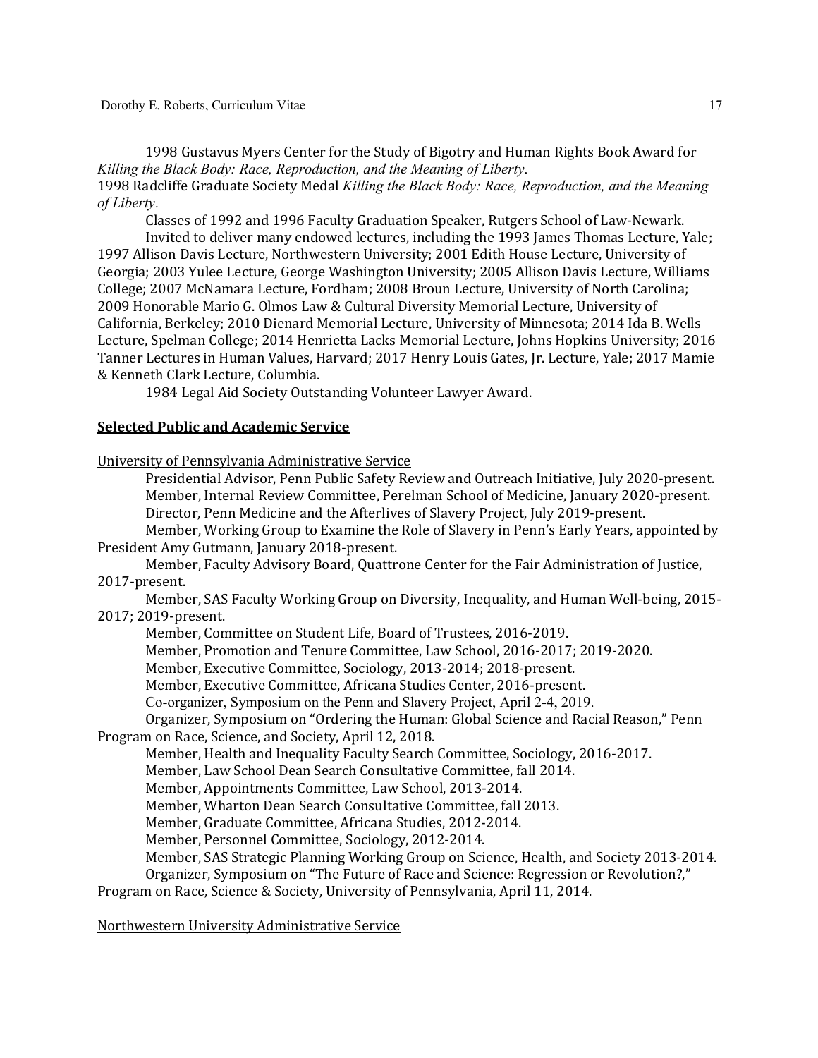1998 Gustavus Myers Center for the Study of Bigotry and Human Rights Book Award for *Killing the Black Body: Race, Reproduction, and the Meaning of Liberty*.

1998 Radcliffe Graduate Society Medal *Killing the Black Body: Race, Reproduction, and the Meaning of Liberty*.

Classes of 1992 and 1996 Faculty Graduation Speaker, Rutgers School of Law-Newark.

Invited to deliver many endowed lectures, including the 1993 James Thomas Lecture, Yale; 1997 Allison Davis Lecture, Northwestern University; 2001 Edith House Lecture, University of Georgia; 2003 Yulee Lecture, George Washington University; 2005 Allison Davis Lecture, Williams College; 2007 McNamara Lecture, Fordham; 2008 Broun Lecture, University of North Carolina; 2009 Honorable Mario G. Olmos Law & Cultural Diversity Memorial Lecture, University of California, Berkeley; 2010 Dienard Memorial Lecture, University of Minnesota; 2014 Ida B. Wells Lecture, Spelman College; 2014 Henrietta Lacks Memorial Lecture, Johns Hopkins University; 2016 Tanner Lectures in Human Values, Harvard; 2017 Henry Louis Gates, Jr. Lecture, Yale; 2017 Mamie & Kenneth Clark Lecture, Columbia.

1984 Legal Aid Society Outstanding Volunteer Lawyer Award.

## Selected Public and Academic Service

### University of Pennsylvania Administrative Service

Presidential Advisor, Penn Public Safety Review and Outreach Initiative, July 2020-present.

Member, Internal Review Committee, Perelman School of Medicine, January 2020-present.

Director, Penn Medicine and the Afterlives of Slavery Project, July 2019-present.

Member, Working Group to Examine the Role of Slavery in Penn's Early Years, appointed by President Amy Gutmann, January 2018-present.

Member, Faculty Advisory Board, Quattrone Center for the Fair Administration of Justice, 2017-present.

Member, SAS Faculty Working Group on Diversity, Inequality, and Human Well-being, 2015-2017; 2019-present.

Member, Committee on Student Life, Board of Trustees, 2016-2019.

Member, Promotion and Tenure Committee, Law School, 2016-2017; 2019-2020.

Member, Executive Committee, Sociology, 2013-2014; 2018-present.

Member, Executive Committee, Africana Studies Center, 2016-present.

Co-organizer, Symposium on the Penn and Slavery Project, April 2-4, 2019.

Organizer, Symposium on "Ordering the Human: Global Science and Racial Reason," Penn Program on Race, Science, and Society, April 12, 2018.

Member, Health and Inequality Faculty Search Committee, Sociology, 2016-2017.

Member, Law School Dean Search Consultative Committee, fall 2014.

Member, Appointments Committee, Law School, 2013-2014.

Member, Wharton Dean Search Consultative Committee, fall 2013.

Member, Graduate Committee, Africana Studies, 2012-2014.

Member, Personnel Committee, Sociology, 2012-2014.

Member, SAS Strategic Planning Working Group on Science, Health, and Society 2013-2014.

Organizer, Symposium on "The Future of Race and Science: Regression or Revolution?," Program on Race, Science & Society, University of Pennsylvania, April 11, 2014.

### Northwestern University Administrative Service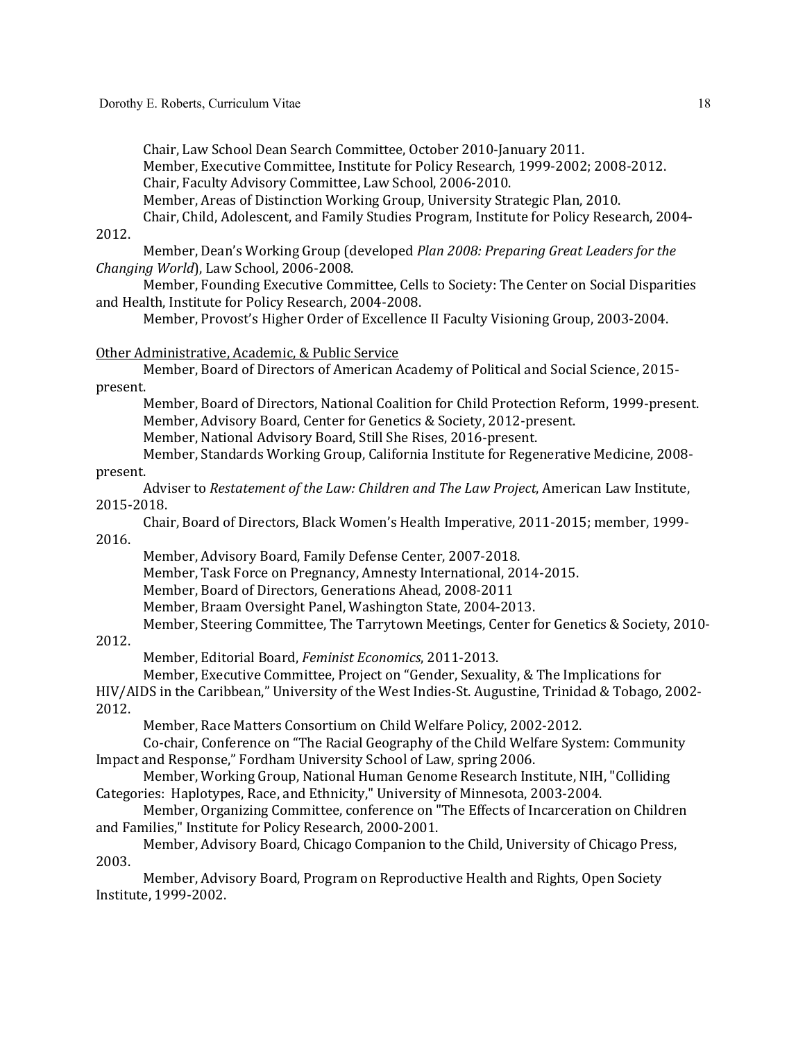Chair, Law School Dean Search Committee, October 2010-January 2011.

Member, Executive Committee, Institute for Policy Research, 1999-2002; 2008-2012.

Chair, Faculty Advisory Committee, Law School, 2006-2010.

Member, Areas of Distinction Working Group, University Strategic Plan, 2010.

Chair, Child, Adolescent, and Family Studies Program, Institute for Policy Research, 2004-2012.

Member, Dean's Working Group (developed *Plan 2008: Preparing Great Leaders for the Changing World*), Law School, 2006-2008.

Member, Founding Executive Committee, Cells to Society: The Center on Social Disparities and Health, Institute for Policy Research, 2004-2008.

Member, Provost's Higher Order of Excellence II Faculty Visioning Group, 2003-2004.

<u>Other Administrative, Academic, & Public Service</u>

Member, Board of Directors of American Academy of Political and Social Science, 2015-present.

Member, Board of Directors, National Coalition for Child Protection Reform, 1999-present.

Member, Advisory Board, Center for Genetics & Society, 2012-present.

Member, National Advisory Board, Still She Rises, 2016-present.

Member, Standards Working Group, California Institute for Regenerative Medicine, 2008-present.

Adviser to *Restatement of the Law: Children and The Law Project*, American Law Institute, 2015-2018.

Chair, Board of Directors, Black Women's Health Imperative, 2011-2015; member, 1999-2016.

Member, Advisory Board, Family Defense Center, 2007-2018.

Member, Task Force on Pregnancy, Amnesty International, 2014-2015.

Member, Board of Directors, Generations Ahead, 2008-2011

Member, Braam Oversight Panel, Washington State, 2004-2013.

Member, Steering Committee, The Tarrytown Meetings, Center for Genetics & Society, 2010-2012.

Member, Editorial Board, *Feminist Economics*, 2011-2013.

Member, Executive Committee, Project on "Gender, Sexuality, & The Implications for HIV/AIDS in the Caribbean," University of the West Indies-St. Augustine, Trinidad & Tobago, 2002-2012.

Member, Race Matters Consortium on Child Welfare Policy, 2002-2012.

Co-chair, Conference on "The Racial Geography of the Child Welfare System: Community Impact and Response," Fordham University School of Law, spring 2006.

Member, Working Group, National Human Genome Research Institute, NIH, "Colliding Categories: Haplotypes, Race, and Ethnicity," University of Minnesota, 2003-2004.

Member, Organizing Committee, conference on "The Effects of Incarceration on Children and Families," Institute for Policy Research, 2000-2001.

Member, Advisory Board, Chicago Companion to the Child, University of Chicago Press, 2003.

Member, Advisory Board, Program on Reproductive Health and Rights, Open Society Institute, 1999-2002.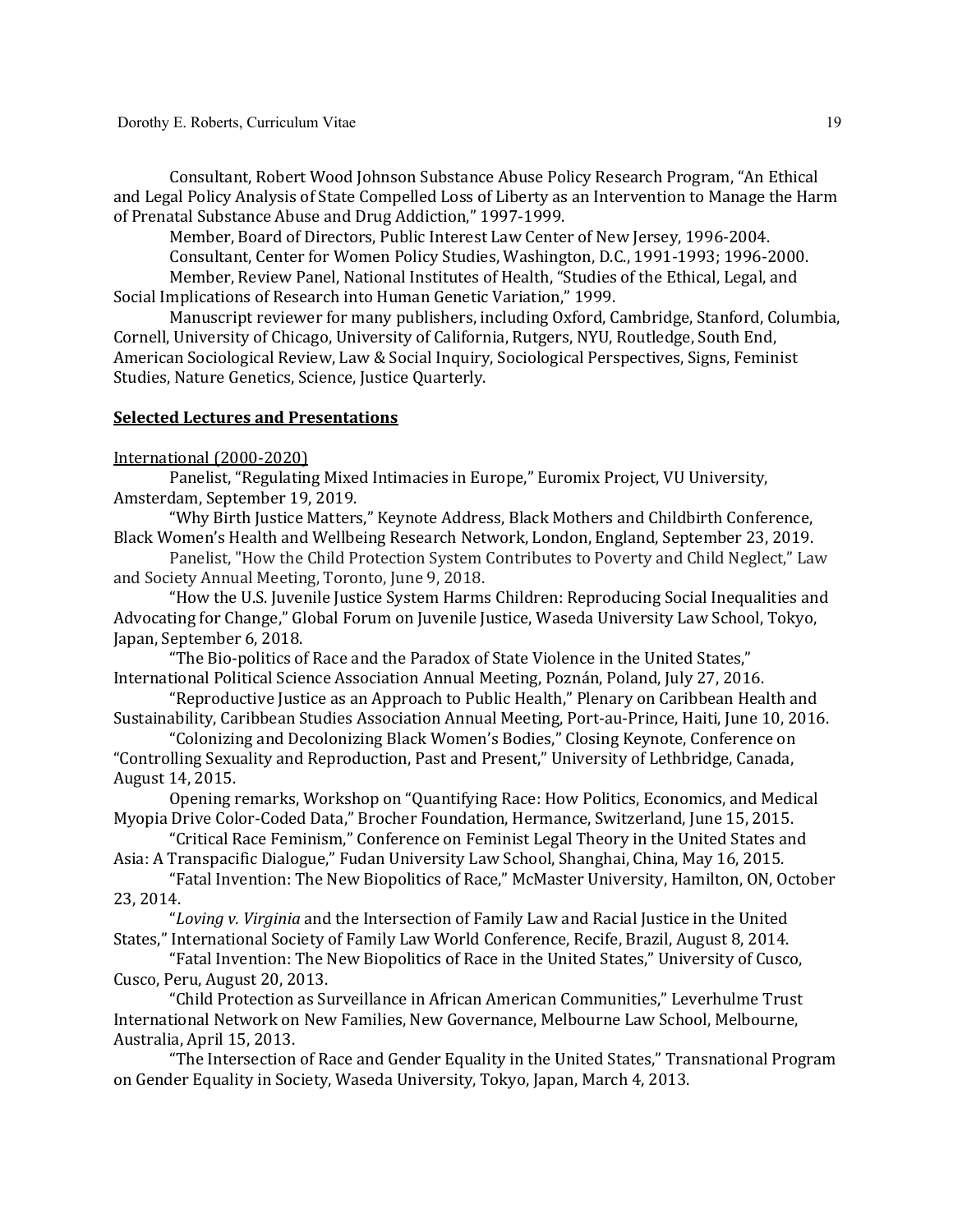Consultant, Robert Wood Johnson Substance Abuse Policy Research Program, "An Ethical and Legal Policy Analysis of State Compelled Loss of Liberty as an Intervention to Manage the Harm of Prenatal Substance Abuse and Drug Addiction," 1997-1999.

Member, Board of Directors, Public Interest Law Center of New Jersey, 1996-2004.

Consultant, Center for Women Policy Studies, Washington, D.C., 1991-1993; 1996-2000.

Member, Review Panel, National Institutes of Health, "Studies of the Ethical, Legal, and Social Implications of Research into Human Genetic Variation," 1999.

Manuscript reviewer for many publishers, including Oxford, Cambridge, Stanford, Columbia, Cornell, University of Chicago, University of California, Rutgers, NYU, Routledge, South End, American Sociological Review, Law & Social Inquiry, Sociological Perspectives, Signs, Feminist Studies, Nature Genetics, Science, Justice Quarterly.

## **Selected Lectures and Presentations**

### International (2000-2020)

Panelist, "Regulating Mixed Intimacies in Europe," Euromix Project, VU University, Amsterdam, September 19, 2019.

"Why Birth Justice Matters," Keynote Address, Black Mothers and Childbirth Conference, Black Women's Health and Wellbeing Research Network, London, England, September 23, 2019.

Panelist, "How the Child Protection System Contributes to Poverty and Child Neglect," Law and Society Annual Meeting, Toronto, June 9, 2018.

"How the U.S. Juvenile Justice System Harms Children: Reproducing Social Inequalities and Advocating for Change," Global Forum on Juvenile Justice, Waseda University Law School, Tokyo, Japan, September 6, 2018.

"The Bio-politics of Race and the Paradox of State Violence in the United States," International Political Science Association Annual Meeting, Poznán, Poland, July 27, 2016.

"Reproductive Justice as an Approach to Public Health," Plenary on Caribbean Health and Sustainability, Caribbean Studies Association Annual Meeting, Port-au-Prince, Haiti, June 10, 2016.

"Colonizing and Decolonizing Black Women's Bodies," Closing Keynote, Conference on "Controlling Sexuality and Reproduction, Past and Present," University of Lethbridge, Canada, August 14, 2015.

Opening remarks, Workshop on "Quantifying Race: How Politics, Economics, and Medical Myopia Drive Color-Coded Data," Brocher Foundation, Hermance, Switzerland, June 15, 2015.

"Critical Race Feminism," Conference on Feminist Legal Theory in the United States and Asia: A Transpacific Dialogue," Fudan University Law School, Shanghai, China, May 16, 2015.

"Fatal Invention: The New Biopolitics of Race," McMaster University, Hamilton, ON, October 23, 2014.

"*Loving v. Virginia* and the Intersection of Family Law and Racial Justice in the United States," International Society of Family Law World Conference, Recife, Brazil, August 8, 2014.

"Fatal Invention: The New Biopolitics of Race in the United States," University of Cusco, Cusco, Peru, August 20, 2013.

"Child Protection as Surveillance in African American Communities," Leverhulme Trust International Network on New Families, New Governance, Melbourne Law School, Melbourne, Australia, April 15, 2013.

"The Intersection of Race and Gender Equality in the United States," Transnational Program on Gender Equality in Society, Waseda University, Tokyo, Japan, March 4, 2013.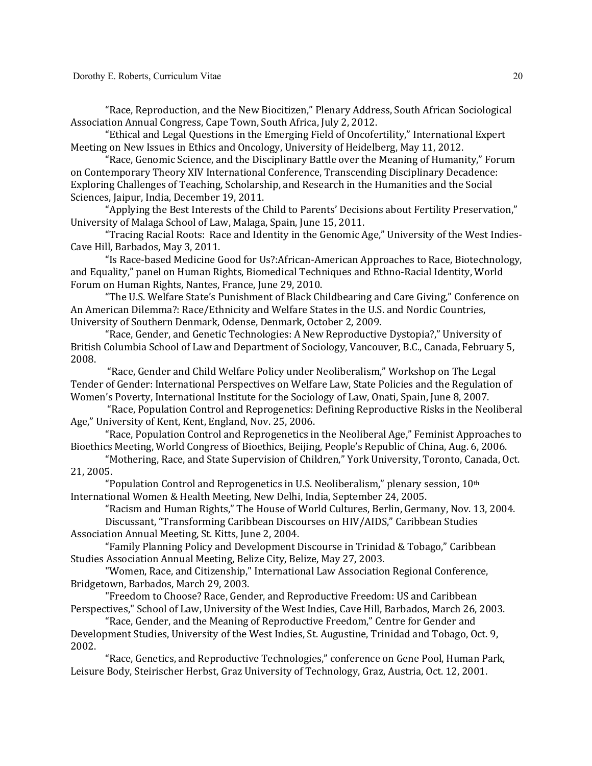"Race, Reproduction, and the New Biocitizen," Plenary Address, South African Sociological Association Annual Congress, Cape Town, South Africa, July 2, 2012.

"Ethical and Legal Questions in the Emerging Field of Oncofertility," International Expert Meeting on New Issues in Ethics and Oncology, University of Heidelberg, May 11, 2012.

"Race, Genomic Science, and the Disciplinary Battle over the Meaning of Humanity," Forum on Contemporary Theory XIV International Conference, Transcending Disciplinary Decadence: Exploring Challenges of Teaching, Scholarship, and Research in the Humanities and the Social Sciences, Jaipur, India, December 19, 2011.

"Applying the Best Interests of the Child to Parents' Decisions about Fertility Preservation," University of Malaga School of Law, Malaga, Spain, June 15, 2011.

"Tracing Racial Roots: Race and Identity in the Genomic Age," University of the West Indies-Cave Hill, Barbados, May 3, 2011.

"Is Race-based Medicine Good for Us?:African-American Approaches to Race, Biotechnology, and Equality," panel on Human Rights, Biomedical Techniques and Ethno-Racial Identity, World Forum on Human Rights, Nantes, France, June 29, 2010.

"The U.S. Welfare State's Punishment of Black Childbearing and Care Giving," Conference on An American Dilemma?: Race/Ethnicity and Welfare States in the U.S. and Nordic Countries, University of Southern Denmark, Odense, Denmark, October 2, 2009.

"Race, Gender, and Genetic Technologies: A New Reproductive Dystopia?," University of British Columbia School of Law and Department of Sociology, Vancouver, B.C., Canada, February 5, 2008.

"Race, Gender and Child Welfare Policy under Neoliberalism," Workshop on The Legal Tender of Gender: International Perspectives on Welfare Law, State Policies and the Regulation of Women's Poverty, International Institute for the Sociology of Law, Onati, Spain, June 8, 2007.

"Race, Population Control and Reprogenetics: Defining Reproductive Risks in the Neoliberal Age," University of Kent, Kent, England, Nov. 25, 2006.

"Race, Population Control and Reprogenetics in the Neoliberal Age," Feminist Approaches to Bioethics Meeting, World Congress of Bioethics, Beijing, People's Republic of China, Aug. 6, 2006.

"Mothering, Race, and State Supervision of Children," York University, Toronto, Canada, Oct. 21, 2005.

"Population Control and Reprogenetics in U.S. Neoliberalism," plenary session, 10th International Women & Health Meeting, New Delhi, India, September 24, 2005.

"Racism and Human Rights," The House of World Cultures, Berlin, Germany, Nov. 13, 2004.

Discussant, "Transforming Caribbean Discourses on HIV/AIDS," Caribbean Studies Association Annual Meeting, St. Kitts, June 2, 2004.

"Family Planning Policy and Development Discourse in Trinidad & Tobago," Caribbean Studies Association Annual Meeting, Belize City, Belize, May 27, 2003.

"Women, Race, and Citizenship," International Law Association Regional Conference, Bridgetown, Barbados, March 29, 2003.

"Freedom to Choose? Race, Gender, and Reproductive Freedom: US and Caribbean Perspectives," School of Law, University of the West Indies, Cave Hill, Barbados, March 26, 2003.

"Race, Gender, and the Meaning of Reproductive Freedom," Centre for Gender and Development Studies, University of the West Indies, St. Augustine, Trinidad and Tobago, Oct. 9, 2002.

"Race, Genetics, and Reproductive Technologies," conference on Gene Pool, Human Park, Leisure Body, Steirischer Herbst, Graz University of Technology, Graz, Austria, Oct. 12, 2001.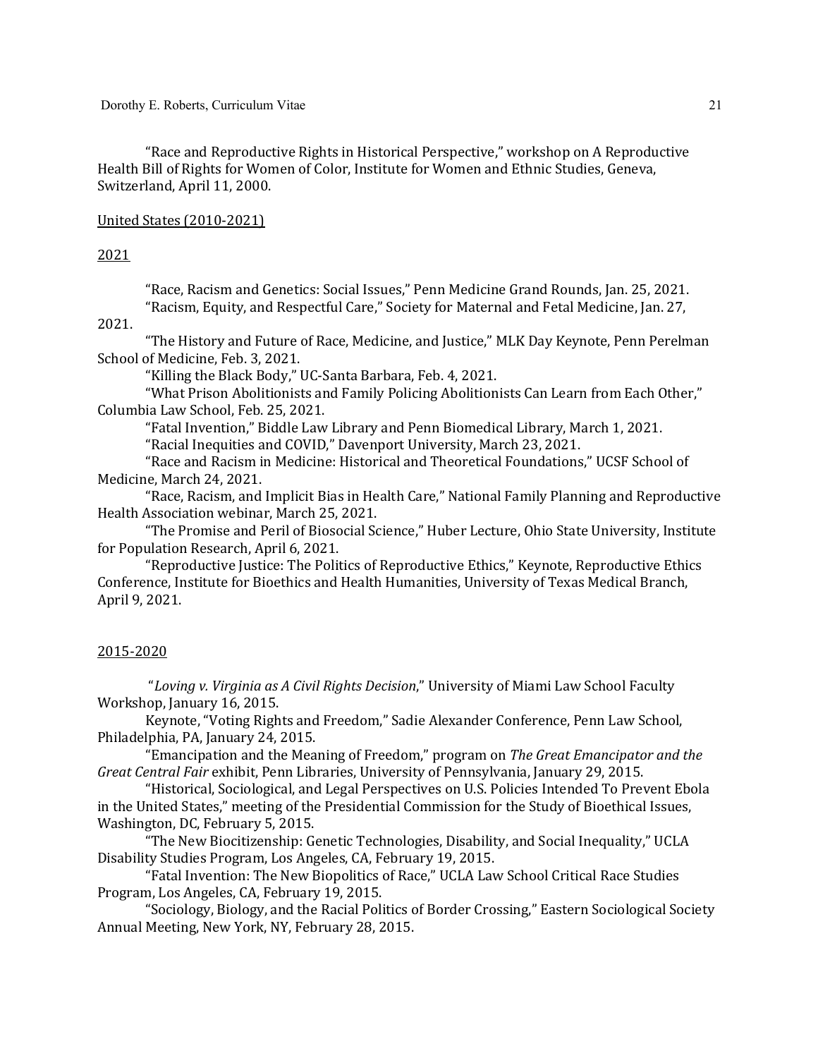"Race and Reproductive Rights in Historical Perspective," workshop on A Reproductive Health Bill of Rights for Women of Color, Institute for Women and Ethnic Studies, Geneva, Switzerland, April 11, 2000.

<u>United States (2010-2021)</u>

<u>2021</u>

"Race, Racism and Genetics: Social Issues," Penn Medicine Grand Rounds, Jan. 25, 2021.

"Racism, Equity, and Respectful Care," Society for Maternal and Fetal Medicine, Jan. 27, 2021.

"The History and Future of Race, Medicine, and Justice," MLK Day Keynote, Penn Perelman School of Medicine, Feb. 3, 2021.

"Killing the Black Body," UC-Santa Barbara, Feb. 4, 2021.

"What Prison Abolitionists and Family Policing Abolitionists Can Learn from Each Other," Columbia Law School, Feb. 25, 2021.

"Fatal Invention," Biddle Law Library and Penn Biomedical Library, March 1, 2021.

"Racial Inequities and COVID," Davenport University, March 23, 2021.

"Race and Racism in Medicine: Historical and Theoretical Foundations," UCSF School of Medicine, March 24, 2021.

"Race, Racism, and Implicit Bias in Health Care," National Family Planning and Reproductive Health Association webinar, March 25, 2021.

"The Promise and Peril of Biosocial Science," Huber Lecture, Ohio State University, Institute for Population Research, April 6, 2021.

"Reproductive Justice: The Politics of Reproductive Ethics," Keynote, Reproductive Ethics Conference, Institute for Bioethics and Health Humanities, University of Texas Medical Branch, April 9, 2021.

<u>2015-2020</u>

"*Loving v. Virginia as A Civil Rights Decision*," University of Miami Law School Faculty Workshop, January 16, 2015.

Keynote, "Voting Rights and Freedom," Sadie Alexander Conference, Penn Law School, Philadelphia, PA, January 24, 2015.

"Emancipation and the Meaning of Freedom," program on *The Great Emancipator and the Great Central Fair* exhibit, Penn Libraries, University of Pennsylvania, January 29, 2015.

"Historical, Sociological, and Legal Perspectives on U.S. Policies Intended To Prevent Ebola in the United States," meeting of the Presidential Commission for the Study of Bioethical Issues, Washington, DC, February 5, 2015.

"The New Biocitizenship: Genetic Technologies, Disability, and Social Inequality," UCLA Disability Studies Program, Los Angeles, CA, February 19, 2015.

"Fatal Invention: The New Biopolitics of Race," UCLA Law School Critical Race Studies Program, Los Angeles, CA, February 19, 2015.

"Sociology, Biology, and the Racial Politics of Border Crossing," Eastern Sociological Society Annual Meeting, New York, NY, February 28, 2015.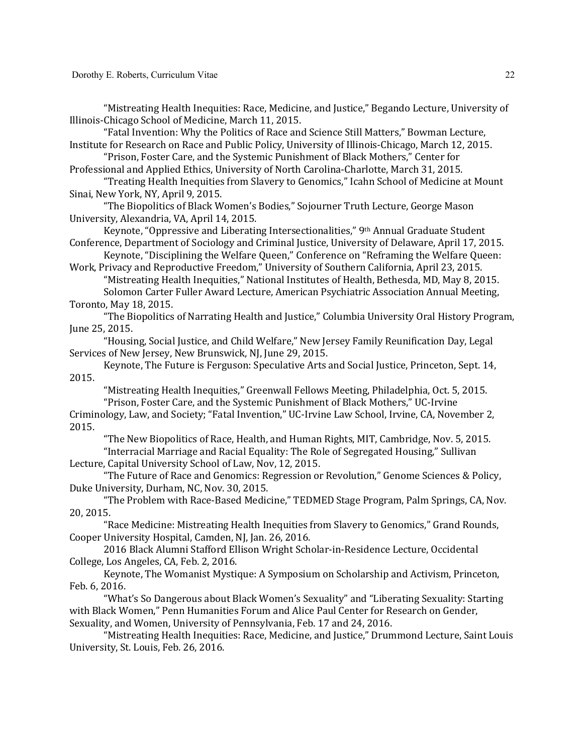"Mistreating Health Inequities: Race, Medicine, and Justice," Begando Lecture, University of Illinois-Chicago School of Medicine, March 11, 2015.

"Fatal Invention: Why the Politics of Race and Science Still Matters," Bowman Lecture, Institute for Research on Race and Public Policy, University of Illinois-Chicago, March 12, 2015.

"Prison, Foster Care, and the Systemic Punishment of Black Mothers," Center for Professional and Applied Ethics, University of North Carolina-Charlotte, March 31, 2015.

"Treating Health Inequities from Slavery to Genomics," Icahn School of Medicine at Mount Sinai, New York, NY, April 9, 2015.

"The Biopolitics of Black Women's Bodies," Sojourner Truth Lecture, George Mason University, Alexandria, VA, April 14, 2015.

Keynote, "Oppressive and Liberating Intersectionalities," 9th Annual Graduate Student Conference, Department of Sociology and Criminal Justice, University of Delaware, April 17, 2015.

Keynote, "Disciplining the Welfare Queen," Conference on "Reframing the Welfare Queen: Work, Privacy and Reproductive Freedom," University of Southern California, April 23, 2015.

"Mistreating Health Inequities," National Institutes of Health, Bethesda, MD, May 8, 2015.

Solomon Carter Fuller Award Lecture, American Psychiatric Association Annual Meeting, Toronto, May 18, 2015.

"The Biopolitics of Narrating Health and Justice," Columbia University Oral History Program, June 25, 2015.

"Housing, Social Justice, and Child Welfare," New Jersey Family Reunification Day, Legal Services of New Jersey, New Brunswick, NJ, June 29, 2015.

Keynote, The Future is Ferguson: Speculative Arts and Social Justice, Princeton, Sept. 14, 2015.

"Mistreating Health Inequities," Greenwall Fellows Meeting, Philadelphia, Oct. 5, 2015.

"Prison, Foster Care, and the Systemic Punishment of Black Mothers," UC-Irvine Criminology, Law, and Society; "Fatal Invention," UC-Irvine Law School, Irvine, CA, November 2, 2015.

"The New Biopolitics of Race, Health, and Human Rights, MIT, Cambridge, Nov. 5, 2015.

"Interracial Marriage and Racial Equality: The Role of Segregated Housing," Sullivan Lecture, Capital University School of Law, Nov, 12, 2015.

"The Future of Race and Genomics: Regression or Revolution," Genome Sciences & Policy, Duke University, Durham, NC, Nov. 30, 2015.

"The Problem with Race-Based Medicine," TEDMED Stage Program, Palm Springs, CA, Nov. 20, 2015.

"Race Medicine: Mistreating Health Inequities from Slavery to Genomics," Grand Rounds, Cooper University Hospital, Camden, NJ, Jan. 26, 2016.

2016 Black Alumni Stafford Ellison Wright Scholar-in-Residence Lecture, Occidental College, Los Angeles, CA, Feb. 2, 2016.

Keynote, The Womanist Mystique: A Symposium on Scholarship and Activism, Princeton, Feb. 6, 2016.

"What's So Dangerous about Black Women's Sexuality" and "Liberating Sexuality: Starting with Black Women," Penn Humanities Forum and Alice Paul Center for Research on Gender, Sexuality, and Women, University of Pennsylvania, Feb. 17 and 24, 2016.

"Mistreating Health Inequities: Race, Medicine, and Justice," Drummond Lecture, Saint Louis University, St. Louis, Feb. 26, 2016.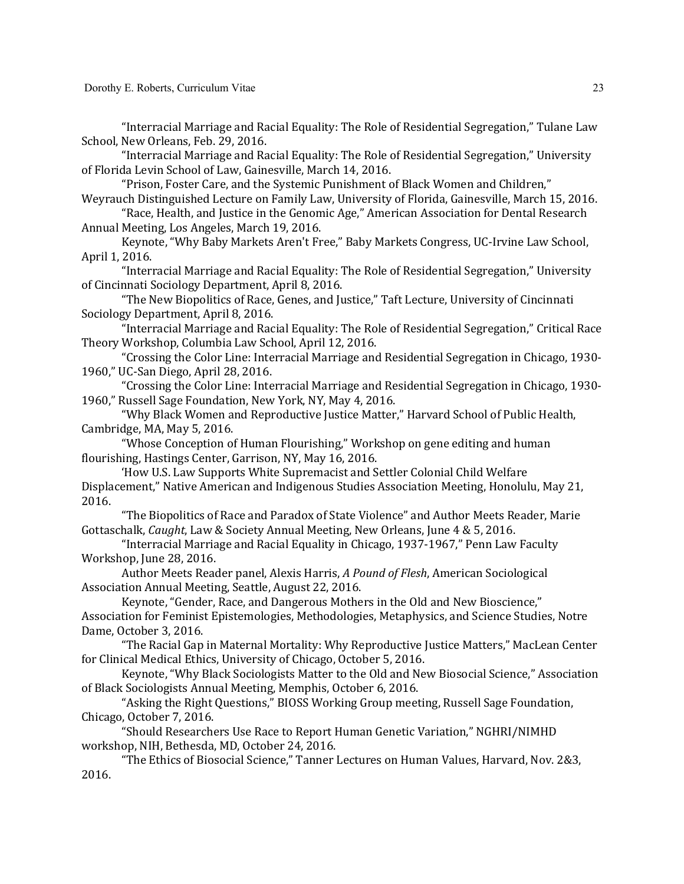"Interracial Marriage and Racial Equality: The Role of Residential Segregation," Tulane Law School, New Orleans, Feb. 29, 2016.

"Interracial Marriage and Racial Equality: The Role of Residential Segregation," University of Florida Levin School of Law, Gainesville, March 14, 2016.

"Prison, Foster Care, and the Systemic Punishment of Black Women and Children," Weyrauch Distinguished Lecture on Family Law, University of Florida, Gainesville, March 15, 2016.

"Race, Health, and Justice in the Genomic Age," American Association for Dental Research Annual Meeting, Los Angeles, March 19, 2016.

Keynote, "Why Baby Markets Aren't Free," Baby Markets Congress, UC-Irvine Law School, April 1, 2016.

"Interracial Marriage and Racial Equality: The Role of Residential Segregation," University of Cincinnati Sociology Department, April 8, 2016.

"The New Biopolitics of Race, Genes, and Justice," Taft Lecture, University of Cincinnati Sociology Department, April 8, 2016.

"Interracial Marriage and Racial Equality: The Role of Residential Segregation," Critical Race Theory Workshop, Columbia Law School, April 12, 2016.

"Crossing the Color Line: Interracial Marriage and Residential Segregation in Chicago, 1930-1960," UC-San Diego, April 28, 2016.

"Crossing the Color Line: Interracial Marriage and Residential Segregation in Chicago, 1930-1960," Russell Sage Foundation, New York, NY, May 4, 2016.

"Why Black Women and Reproductive Justice Matter," Harvard School of Public Health, Cambridge, MA, May 5, 2016.

"Whose Conception of Human Flourishing," Workshop on gene editing and human flourishing, Hastings Center, Garrison, NY, May 16, 2016.

'How U.S. Law Supports White Supremacist and Settler Colonial Child Welfare Displacement," Native American and Indigenous Studies Association Meeting, Honolulu, May 21, 2016.

"The Biopolitics of Race and Paradox of State Violence" and Author Meets Reader, Marie Gottaschalk, *Caught*, Law & Society Annual Meeting, New Orleans, June 4 & 5, 2016.

"Interracial Marriage and Racial Equality in Chicago, 1937-1967," Penn Law Faculty Workshop, June 28, 2016.

Author Meets Reader panel, Alexis Harris, *A Pound of Flesh*, American Sociological Association Annual Meeting, Seattle, August 22, 2016.

Keynote, "Gender, Race, and Dangerous Mothers in the Old and New Bioscience," Association for Feminist Epistemologies, Methodologies, Metaphysics, and Science Studies, Notre Dame, October 3, 2016.

"The Racial Gap in Maternal Mortality: Why Reproductive Justice Matters," MacLean Center for Clinical Medical Ethics, University of Chicago, October 5, 2016.

Keynote, "Why Black Sociologists Matter to the Old and New Biosocial Science," Association of Black Sociologists Annual Meeting, Memphis, October 6, 2016.

"Asking the Right Questions," BIOSS Working Group meeting, Russell Sage Foundation, Chicago, October 7, 2016.

"Should Researchers Use Race to Report Human Genetic Variation," NGHRI/NIMHD workshop, NIH, Bethesda, MD, October 24, 2016.

"The Ethics of Biosocial Science," Tanner Lectures on Human Values, Harvard, Nov. 2&3, 2016.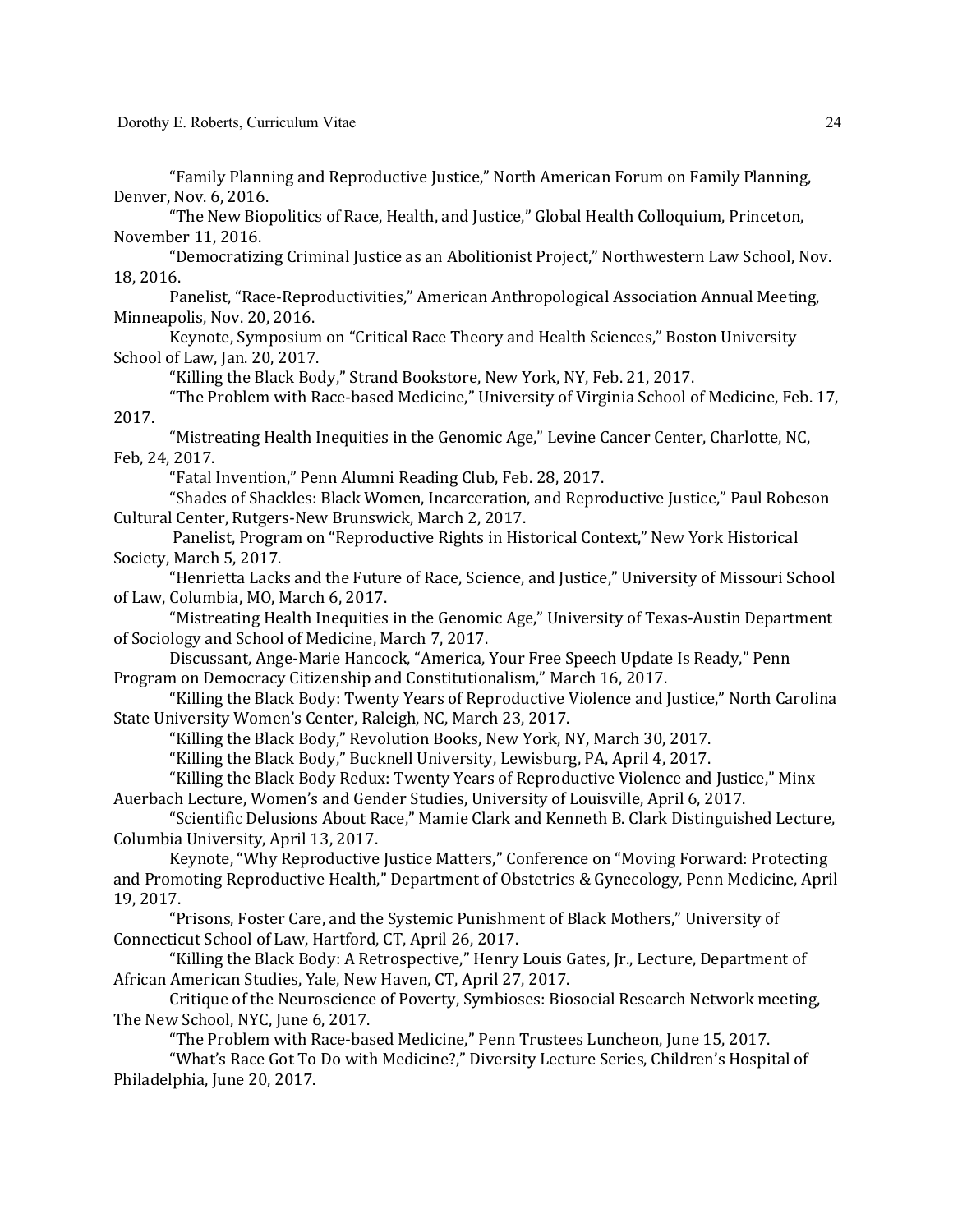"Family Planning and Reproductive Justice," North American Forum on Family Planning, Denver, Nov. 6, 2016.

"The New Biopolitics of Race, Health, and Justice," Global Health Colloquium, Princeton, November 11, 2016.

"Democratizing Criminal Justice as an Abolitionist Project," Northwestern Law School, Nov. 18, 2016.

Panelist, "Race-Reproductivities," American Anthropological Association Annual Meeting, Minneapolis, Nov. 20, 2016.

Keynote, Symposium on "Critical Race Theory and Health Sciences," Boston University School of Law, Jan. 20, 2017.

"Killing the Black Body," Strand Bookstore, New York, NY, Feb. 21, 2017.

"The Problem with Race-based Medicine," University of Virginia School of Medicine, Feb. 17, 2017.

"Mistreating Health Inequities in the Genomic Age," Levine Cancer Center, Charlotte, NC, Feb, 24, 2017.

"Fatal Invention," Penn Alumni Reading Club, Feb. 28, 2017.

"Shades of Shackles: Black Women, Incarceration, and Reproductive Justice," Paul Robeson Cultural Center, Rutgers-New Brunswick, March 2, 2017.

Panelist, Program on "Reproductive Rights in Historical Context," New York Historical Society, March 5, 2017.

"Henrietta Lacks and the Future of Race, Science, and Justice," University of Missouri School of Law, Columbia, MO, March 6, 2017.

"Mistreating Health Inequities in the Genomic Age," University of Texas-Austin Department of Sociology and School of Medicine, March 7, 2017.

Discussant, Ange-Marie Hancock, "America, Your Free Speech Update Is Ready," Penn Program on Democracy Citizenship and Constitutionalism," March 16, 2017.

"Killing the Black Body: Twenty Years of Reproductive Violence and Justice," North Carolina State University Women's Center, Raleigh, NC, March 23, 2017.

"Killing the Black Body," Revolution Books, New York, NY, March 30, 2017.

"Killing the Black Body," Bucknell University, Lewisburg, PA, April 4, 2017.

"Killing the Black Body Redux: Twenty Years of Reproductive Violence and Justice," Minx Auerbach Lecture, Women's and Gender Studies, University of Louisville, April 6, 2017.

"Scientific Delusions About Race," Mamie Clark and Kenneth B. Clark Distinguished Lecture, Columbia University, April 13, 2017.

Keynote, "Why Reproductive Justice Matters," Conference on "Moving Forward: Protecting and Promoting Reproductive Health," Department of Obstetrics & Gynecology, Penn Medicine, April 19, 2017.

"Prisons, Foster Care, and the Systemic Punishment of Black Mothers," University of Connecticut School of Law, Hartford, CT, April 26, 2017.

"Killing the Black Body: A Retrospective," Henry Louis Gates, Jr., Lecture, Department of African American Studies, Yale, New Haven, CT, April 27, 2017.

Critique of the Neuroscience of Poverty, Symbioses: Biosocial Research Network meeting, The New School, NYC, June 6, 2017.

"The Problem with Race-based Medicine," Penn Trustees Luncheon, June 15, 2017.

"What's Race Got To Do with Medicine?," Diversity Lecture Series, Children's Hospital of Philadelphia, June 20, 2017.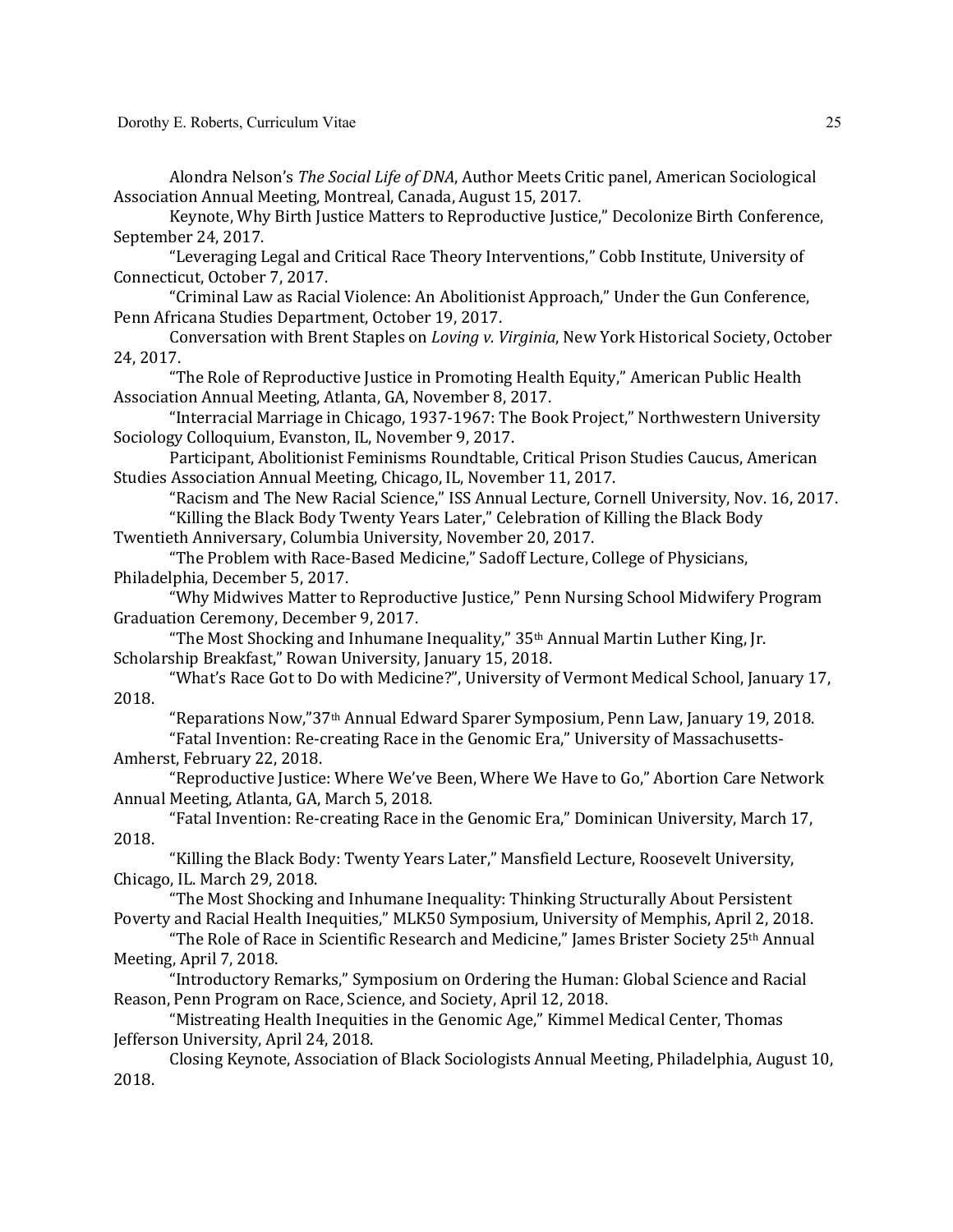Alondra Nelson's *The Social Life of DNA*, Author Meets Critic panel, American Sociological Association Annual Meeting, Montreal, Canada, August 15, 2017.

Keynote, Why Birth Justice Matters to Reproductive Justice," Decolonize Birth Conference, September 24, 2017.

"Leveraging Legal and Critical Race Theory Interventions," Cobb Institute, University of Connecticut, October 7, 2017.

"Criminal Law as Racial Violence: An Abolitionist Approach," Under the Gun Conference, Penn Africana Studies Department, October 19, 2017.

Conversation with Brent Staples on *Loving v. Virginia*, New York Historical Society, October 24, 2017.

"The Role of Reproductive Justice in Promoting Health Equity," American Public Health Association Annual Meeting, Atlanta, GA, November 8, 2017.

"Interracial Marriage in Chicago, 1937-1967: The Book Project," Northwestern University Sociology Colloquium, Evanston, IL, November 9, 2017.

Participant, Abolitionist Feminisms Roundtable, Critical Prison Studies Caucus, American Studies Association Annual Meeting, Chicago, IL, November 11, 2017.

"Racism and The New Racial Science," ISS Annual Lecture, Cornell University, Nov. 16, 2017.

"Killing the Black Body Twenty Years Later," Celebration of Killing the Black Body Twentieth Anniversary, Columbia University, November 20, 2017.

"The Problem with Race-Based Medicine," Sadoff Lecture, College of Physicians, Philadelphia, December 5, 2017.

"Why Midwives Matter to Reproductive Justice," Penn Nursing School Midwifery Program Graduation Ceremony, December 9, 2017.

"The Most Shocking and Inhumane Inequality," 35th Annual Martin Luther King, Jr. Scholarship Breakfast," Rowan University, January 15, 2018.

"What's Race Got to Do with Medicine?", University of Vermont Medical School, January 17, 2018.

"Reparations Now,"37th Annual Edward Sparer Symposium, Penn Law, January 19, 2018.

"Fatal Invention: Re-creating Race in the Genomic Era," University of Massachusetts-Amherst, February 22, 2018.

"Reproductive Justice: Where We've Been, Where We Have to Go," Abortion Care Network Annual Meeting, Atlanta, GA, March 5, 2018.

"Fatal Invention: Re-creating Race in the Genomic Era," Dominican University, March 17, 2018.

"Killing the Black Body: Twenty Years Later," Mansfield Lecture, Roosevelt University, Chicago, IL. March 29, 2018.

"The Most Shocking and Inhumane Inequality: Thinking Structurally About Persistent Poverty and Racial Health Inequities," MLK50 Symposium, University of Memphis, April 2, 2018.

"The Role of Race in Scientific Research and Medicine," James Brister Society 25th Annual Meeting, April 7, 2018.

"Introductory Remarks," Symposium on Ordering the Human: Global Science and Racial Reason, Penn Program on Race, Science, and Society, April 12, 2018.

"Mistreating Health Inequities in the Genomic Age," Kimmel Medical Center, Thomas Jefferson University, April 24, 2018.

Closing Keynote, Association of Black Sociologists Annual Meeting, Philadelphia, August 10, 2018.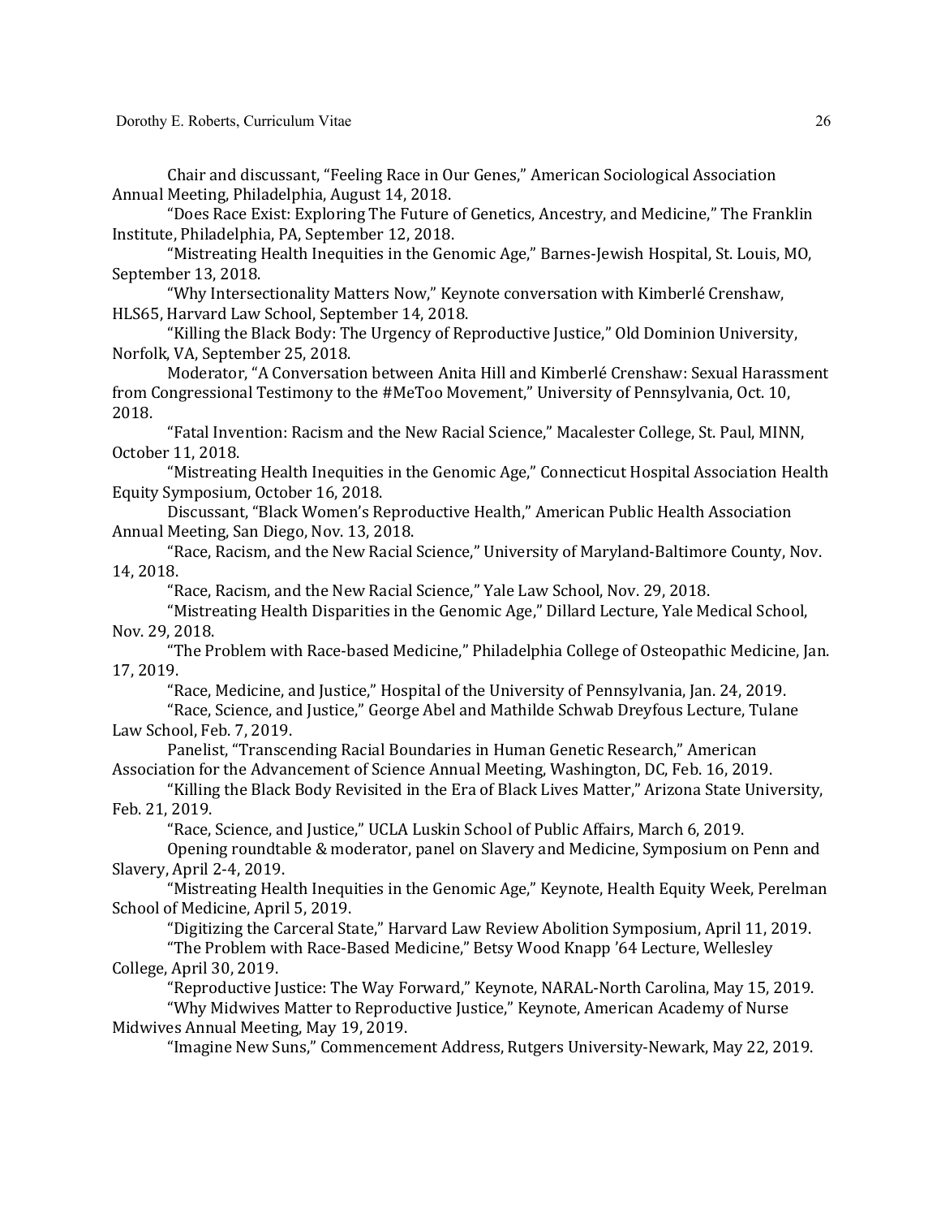Chair and discussant, “Feeling Race in Our Genes,” American Sociological Association Annual Meeting, Philadelphia, August 14, 2018.

“Does Race Exist: Exploring The Future of Genetics, Ancestry, and Medicine,” The Franklin Institute, Philadelphia, PA, September 12, 2018.

“Mistreating Health Inequities in the Genomic Age,” Barnes-Jewish Hospital, St. Louis, MO, September 13, 2018.

“Why Intersectionality Matters Now,” Keynote conversation with Kimberlé Crenshaw, HLS65, Harvard Law School, September 14, 2018.

“Killing the Black Body: The Urgency of Reproductive Justice,” Old Dominion University, Norfolk, VA, September 25, 2018.

Moderator, “A Conversation between Anita Hill and Kimberlé Crenshaw: Sexual Harassment from Congressional Testimony to the #MeToo Movement,” University of Pennsylvania, Oct. 10, 2018.

“Fatal Invention: Racism and the New Racial Science,” Macalester College, St. Paul, MINN, October 11, 2018.

“Mistreating Health Inequities in the Genomic Age,” Connecticut Hospital Association Health Equity Symposium, October 16, 2018.

Discussant, “Black Women’s Reproductive Health,” American Public Health Association Annual Meeting, San Diego, Nov. 13, 2018.

“Race, Racism, and the New Racial Science,” University of Maryland-Baltimore County, Nov. 14, 2018.

“Race, Racism, and the New Racial Science,” Yale Law School, Nov. 29, 2018.

“Mistreating Health Disparities in the Genomic Age,” Dillard Lecture, Yale Medical School, Nov. 29, 2018.

“The Problem with Race-based Medicine,” Philadelphia College of Osteopathic Medicine, Jan. 17, 2019.

“Race, Medicine, and Justice,” Hospital of the University of Pennsylvania, Jan. 24, 2019.

“Race, Science, and Justice,” George Abel and Mathilde Schwab Dreyfous Lecture, Tulane Law School, Feb. 7, 2019.

Panelist, “Transcending Racial Boundaries in Human Genetic Research,” American Association for the Advancement of Science Annual Meeting, Washington, DC, Feb. 16, 2019.

“Killing the Black Body Revisited in the Era of Black Lives Matter,” Arizona State University, Feb. 21, 2019.

“Race, Science, and Justice,” UCLA Luskin School of Public Affairs, March 6, 2019.

Opening roundtable & moderator, panel on Slavery and Medicine, Symposium on Penn and Slavery, April 2-4, 2019.

“Mistreating Health Inequities in the Genomic Age,” Keynote, Health Equity Week, Perelman School of Medicine, April 5, 2019.

“Digitizing the Carceral State,” Harvard Law Review Abolition Symposium, April 11, 2019.

“The Problem with Race-Based Medicine,” Betsy Wood Knapp ’64 Lecture, Wellesley College, April 30, 2019.

“Reproductive Justice: The Way Forward,” Keynote, NARAL-North Carolina, May 15, 2019.

“Why Midwives Matter to Reproductive Justice,” Keynote, American Academy of Nurse Midwives Annual Meeting, May 19, 2019.

“Imagine New Suns,” Commencement Address, Rutgers University-Newark, May 22, 2019.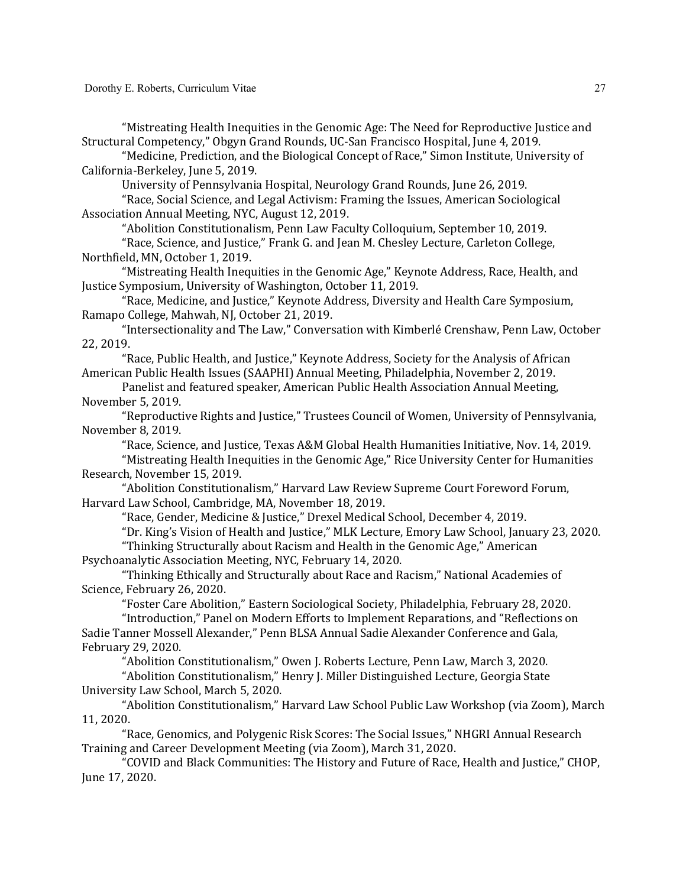"Mistreating Health Inequities in the Genomic Age: The Need for Reproductive Justice and Structural Competency," Obgyn Grand Rounds, UC-San Francisco Hospital, June 4, 2019.

"Medicine, Prediction, and the Biological Concept of Race," Simon Institute, University of California-Berkeley, June 5, 2019.

University of Pennsylvania Hospital, Neurology Grand Rounds, June 26, 2019.

"Race, Social Science, and Legal Activism: Framing the Issues, American Sociological Association Annual Meeting, NYC, August 12, 2019.

"Abolition Constitutionalism, Penn Law Faculty Colloquium, September 10, 2019.

"Race, Science, and Justice," Frank G. and Jean M. Chesley Lecture, Carleton College, Northfield, MN, October 1, 2019.

"Mistreating Health Inequities in the Genomic Age," Keynote Address, Race, Health, and Justice Symposium, University of Washington, October 11, 2019.

"Race, Medicine, and Justice," Keynote Address, Diversity and Health Care Symposium, Ramapo College, Mahwah, NJ, October 21, 2019.

"Intersectionality and The Law," Conversation with Kimberlé Crenshaw, Penn Law, October 22, 2019.

"Race, Public Health, and Justice," Keynote Address, Society for the Analysis of African American Public Health Issues (SAAPHI) Annual Meeting, Philadelphia, November 2, 2019.

Panelist and featured speaker, American Public Health Association Annual Meeting, November 5, 2019.

"Reproductive Rights and Justice," Trustees Council of Women, University of Pennsylvania, November 8, 2019.

"Race, Science, and Justice, Texas A&M Global Health Humanities Initiative, Nov. 14, 2019.

"Mistreating Health Inequities in the Genomic Age," Rice University Center for Humanities Research, November 15, 2019.

"Abolition Constitutionalism," Harvard Law Review Supreme Court Foreword Forum, Harvard Law School, Cambridge, MA, November 18, 2019.

"Race, Gender, Medicine & Justice," Drexel Medical School, December 4, 2019.

"Dr. King's Vision of Health and Justice," MLK Lecture, Emory Law School, January 23, 2020.

"Thinking Structurally about Racism and Health in the Genomic Age," American Psychoanalytic Association Meeting, NYC, February 14, 2020.

"Thinking Ethically and Structurally about Race and Racism," National Academies of Science, February 26, 2020.

"Foster Care Abolition," Eastern Sociological Society, Philadelphia, February 28, 2020.

"Introduction," Panel on Modern Efforts to Implement Reparations, and "Reflections on Sadie Tanner Mossell Alexander," Penn BLSA Annual Sadie Alexander Conference and Gala, February 29, 2020.

"Abolition Constitutionalism," Owen J. Roberts Lecture, Penn Law, March 3, 2020.

"Abolition Constitutionalism," Henry J. Miller Distinguished Lecture, Georgia State University Law School, March 5, 2020.

"Abolition Constitutionalism," Harvard Law School Public Law Workshop (via Zoom), March 11, 2020.

"Race, Genomics, and Polygenic Risk Scores: The Social Issues," NHGRI Annual Research Training and Career Development Meeting (via Zoom), March 31, 2020.

"COVID and Black Communities: The History and Future of Race, Health and Justice," CHOP, June 17, 2020.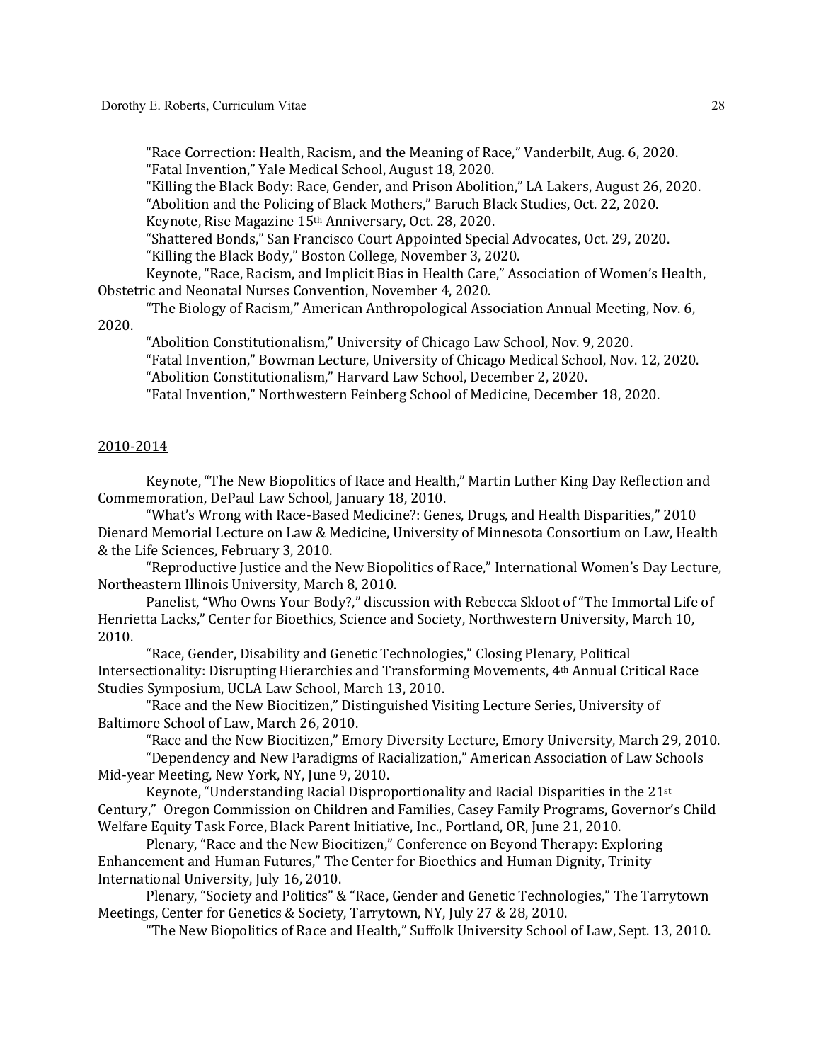"Race Correction: Health, Racism, and the Meaning of Race," Vanderbilt, Aug. 6, 2020.

"Fatal Invention," Yale Medical School, August 18, 2020.

"Killing the Black Body: Race, Gender, and Prison Abolition," LA Lakers, August 26, 2020.

"Abolition and the Policing of Black Mothers," Baruch Black Studies, Oct. 22, 2020.

Keynote, Rise Magazine 15th Anniversary, Oct. 28, 2020.

"Shattered Bonds," San Francisco Court Appointed Special Advocates, Oct. 29, 2020.

"Killing the Black Body," Boston College, November 3, 2020.

Keynote, "Race, Racism, and Implicit Bias in Health Care," Association of Women's Health, Obstetric and Neonatal Nurses Convention, November 4, 2020.

"The Biology of Racism," American Anthropological Association Annual Meeting, Nov. 6, 2020.

"Abolition Constitutionalism," University of Chicago Law School, Nov. 9, 2020.

"Fatal Invention," Bowman Lecture, University of Chicago Medical School, Nov. 12, 2020.

"Abolition Constitutionalism," Harvard Law School, December 2, 2020.

"Fatal Invention," Northwestern Feinberg School of Medicine, December 18, 2020.

<u>2010-2014</u>

Keynote, "The New Biopolitics of Race and Health," Martin Luther King Day Reflection and Commemoration, DePaul Law School, January 18, 2010.

"What's Wrong with Race-Based Medicine?: Genes, Drugs, and Health Disparities," 2010 Dienard Memorial Lecture on Law & Medicine, University of Minnesota Consortium on Law, Health & the Life Sciences, February 3, 2010.

"Reproductive Justice and the New Biopolitics of Race," International Women's Day Lecture, Northeastern Illinois University, March 8, 2010.

Panelist, "Who Owns Your Body?," discussion with Rebecca Skloot of "The Immortal Life of Henrietta Lacks," Center for Bioethics, Science and Society, Northwestern University, March 10, 2010.

"Race, Gender, Disability and Genetic Technologies," Closing Plenary, Political Intersectionality: Disrupting Hierarchies and Transforming Movements, 4th Annual Critical Race Studies Symposium, UCLA Law School, March 13, 2010.

"Race and the New Biocitizen," Distinguished Visiting Lecture Series, University of Baltimore School of Law, March 26, 2010.

"Race and the New Biocitizen," Emory Diversity Lecture, Emory University, March 29, 2010.

"Dependency and New Paradigms of Racialization," American Association of Law Schools Mid-year Meeting, New York, NY, June 9, 2010.

Keynote, "Understanding Racial Disproportionality and Racial Disparities in the 21st Century," Oregon Commission on Children and Families, Casey Family Programs, Governor's Child Welfare Equity Task Force, Black Parent Initiative, Inc., Portland, OR, June 21, 2010.

Plenary, "Race and the New Biocitizen," Conference on Beyond Therapy: Exploring Enhancement and Human Futures," The Center for Bioethics and Human Dignity, Trinity International University, July 16, 2010.

Plenary, "Society and Politics" & "Race, Gender and Genetic Technologies," The Tarrytown Meetings, Center for Genetics & Society, Tarrytown, NY, July 27 & 28, 2010.

"The New Biopolitics of Race and Health," Suffolk University School of Law, Sept. 13, 2010.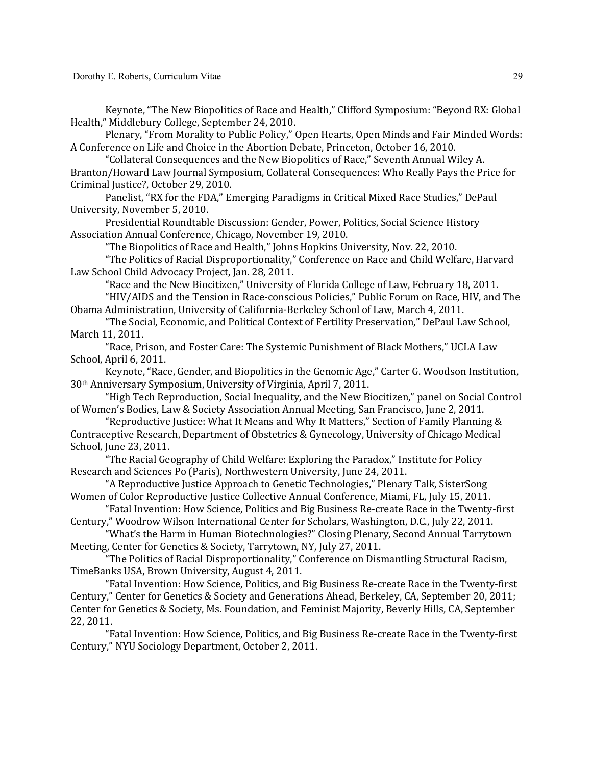Keynote, "The New Biopolitics of Race and Health," Clifford Symposium: "Beyond RX: Global Health," Middlebury College, September 24, 2010.

Plenary, "From Morality to Public Policy," Open Hearts, Open Minds and Fair Minded Words: A Conference on Life and Choice in the Abortion Debate, Princeton, October 16, 2010.

"Collateral Consequences and the New Biopolitics of Race," Seventh Annual Wiley A. Branton/Howard Law Journal Symposium, Collateral Consequences: Who Really Pays the Price for Criminal Justice?, October 29, 2010.

Panelist, "RX for the FDA," Emerging Paradigms in Critical Mixed Race Studies," DePaul University, November 5, 2010.

Presidential Roundtable Discussion: Gender, Power, Politics, Social Science History Association Annual Conference, Chicago, November 19, 2010.

"The Biopolitics of Race and Health," Johns Hopkins University, Nov. 22, 2010.

"The Politics of Racial Disproportionality," Conference on Race and Child Welfare, Harvard Law School Child Advocacy Project, Jan. 28, 2011.

"Race and the New Biocitizen," University of Florida College of Law, February 18, 2011.

"HIV/AIDS and the Tension in Race-conscious Policies," Public Forum on Race, HIV, and The Obama Administration, University of California-Berkeley School of Law, March 4, 2011.

"The Social, Economic, and Political Context of Fertility Preservation," DePaul Law School, March 11, 2011.

"Race, Prison, and Foster Care: The Systemic Punishment of Black Mothers," UCLA Law School, April 6, 2011.

Keynote, "Race, Gender, and Biopolitics in the Genomic Age," Carter G. Woodson Institution, 30th Anniversary Symposium, University of Virginia, April 7, 2011.

"High Tech Reproduction, Social Inequality, and the New Biocitizen," panel on Social Control of Women's Bodies, Law & Society Association Annual Meeting, San Francisco, June 2, 2011.

"Reproductive Justice: What It Means and Why It Matters," Section of Family Planning & Contraceptive Research, Department of Obstetrics & Gynecology, University of Chicago Medical School, June 23, 2011.

"The Racial Geography of Child Welfare: Exploring the Paradox," Institute for Policy Research and Sciences Po (Paris), Northwestern University, June 24, 2011.

"A Reproductive Justice Approach to Genetic Technologies," Plenary Talk, SisterSong Women of Color Reproductive Justice Collective Annual Conference, Miami, FL, July 15, 2011.

"Fatal Invention: How Science, Politics and Big Business Re-create Race in the Twenty-first Century," Woodrow Wilson International Center for Scholars, Washington, D.C., July 22, 2011.

"What's the Harm in Human Biotechnologies?" Closing Plenary, Second Annual Tarrytown Meeting, Center for Genetics & Society, Tarrytown, NY, July 27, 2011.

"The Politics of Racial Disproportionality," Conference on Dismantling Structural Racism, TimeBanks USA, Brown University, August 4, 2011.

"Fatal Invention: How Science, Politics, and Big Business Re-create Race in the Twenty-first Century," Center for Genetics & Society and Generations Ahead, Berkeley, CA, September 20, 2011; Center for Genetics & Society, Ms. Foundation, and Feminist Majority, Beverly Hills, CA, September 22, 2011.

"Fatal Invention: How Science, Politics, and Big Business Re-create Race in the Twenty-first Century," NYU Sociology Department, October 2, 2011.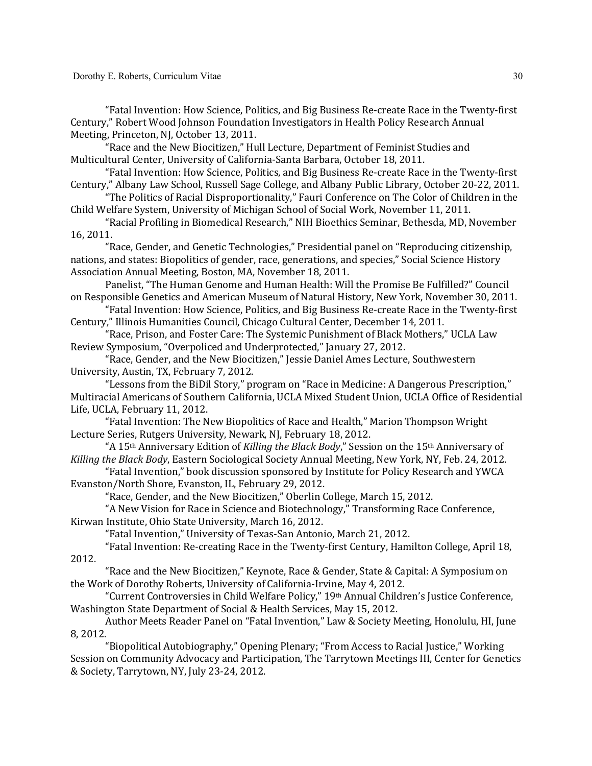"Fatal Invention: How Science, Politics, and Big Business Re-create Race in the Twenty-first Century," Robert Wood Johnson Foundation Investigators in Health Policy Research Annual Meeting, Princeton, NJ, October 13, 2011.

"Race and the New Biocitizen," Hull Lecture, Department of Feminist Studies and Multicultural Center, University of California-Santa Barbara, October 18, 2011.

"Fatal Invention: How Science, Politics, and Big Business Re-create Race in the Twenty-first Century," Albany Law School, Russell Sage College, and Albany Public Library, October 20-22, 2011.

"The Politics of Racial Disproportionality," Fauri Conference on The Color of Children in the Child Welfare System, University of Michigan School of Social Work, November 11, 2011.

"Racial Profiling in Biomedical Research," NIH Bioethics Seminar, Bethesda, MD, November 16, 2011.

"Race, Gender, and Genetic Technologies," Presidential panel on "Reproducing citizenship, nations, and states: Biopolitics of gender, race, generations, and species," Social Science History Association Annual Meeting, Boston, MA, November 18, 2011.

Panelist, "The Human Genome and Human Health: Will the Promise Be Fulfilled?" Council on Responsible Genetics and American Museum of Natural History, New York, November 30, 2011.

"Fatal Invention: How Science, Politics, and Big Business Re-create Race in the Twenty-first Century," Illinois Humanities Council, Chicago Cultural Center, December 14, 2011.

"Race, Prison, and Foster Care: The Systemic Punishment of Black Mothers," UCLA Law Review Symposium, "Overpoliced and Underprotected," January 27, 2012.

"Race, Gender, and the New Biocitizen," Jessie Daniel Ames Lecture, Southwestern University, Austin, TX, February 7, 2012.

"Lessons from the BiDil Story," program on "Race in Medicine: A Dangerous Prescription," Multiracial Americans of Southern California, UCLA Mixed Student Union, UCLA Office of Residential Life, UCLA, February 11, 2012.

"Fatal Invention: The New Biopolitics of Race and Health," Marion Thompson Wright Lecture Series, Rutgers University, Newark, NJ, February 18, 2012.

"A 15th Anniversary Edition of *Killing the Black Body*," Session on the 15th Anniversary of *Killing the Black Body*, Eastern Sociological Society Annual Meeting, New York, NY, Feb. 24, 2012.

"Fatal Invention," book discussion sponsored by Institute for Policy Research and YWCA Evanston/North Shore, Evanston, IL, February 29, 2012.

"Race, Gender, and the New Biocitizen," Oberlin College, March 15, 2012.

"A New Vision for Race in Science and Biotechnology," Transforming Race Conference, Kirwan Institute, Ohio State University, March 16, 2012.

"Fatal Invention," University of Texas-San Antonio, March 21, 2012.

"Fatal Invention: Re-creating Race in the Twenty-first Century, Hamilton College, April 18, 2012.

"Race and the New Biocitizen," Keynote, Race & Gender, State & Capital: A Symposium on the Work of Dorothy Roberts, University of California-Irvine, May 4, 2012.

"Current Controversies in Child Welfare Policy," 19th Annual Children's Justice Conference, Washington State Department of Social & Health Services, May 15, 2012.

Author Meets Reader Panel on "Fatal Invention," Law & Society Meeting, Honolulu, HI, June 8, 2012.

"Biopolitical Autobiography," Opening Plenary; "From Access to Racial Justice," Working Session on Community Advocacy and Participation, The Tarrytown Meetings III, Center for Genetics & Society, Tarrytown, NY, July 23-24, 2012.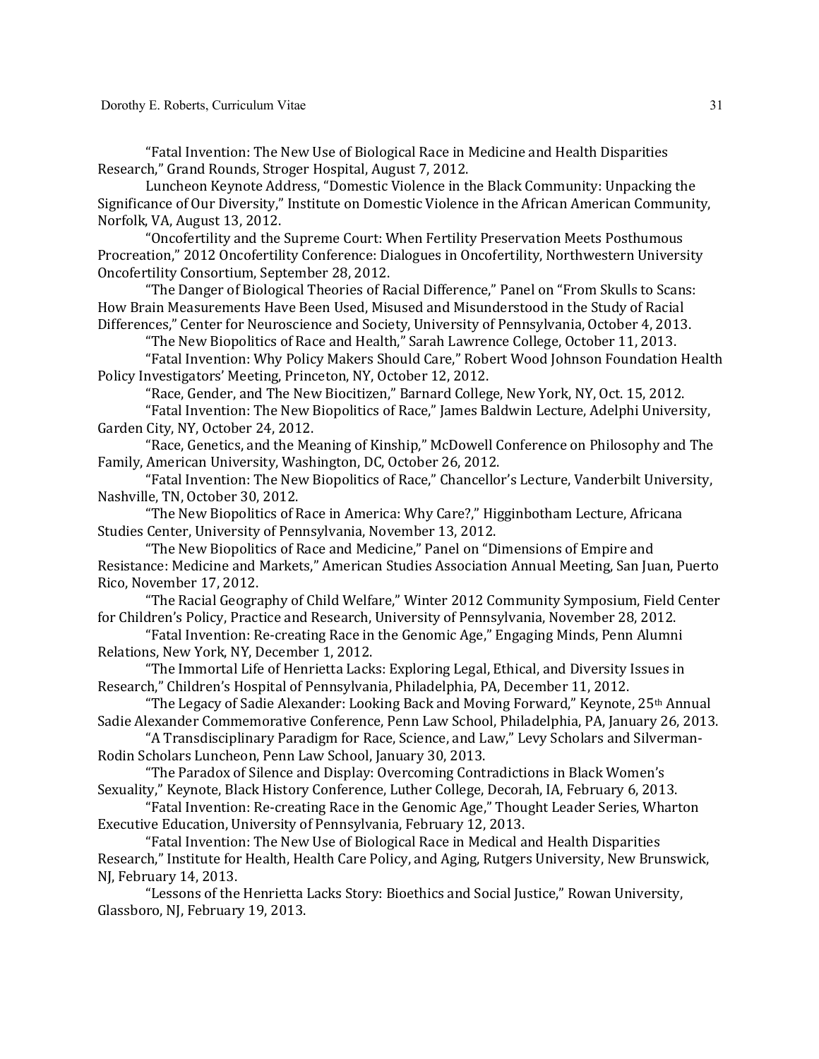"Fatal Invention: The New Use of Biological Race in Medicine and Health Disparities Research," Grand Rounds, Stroger Hospital, August 7, 2012.

Luncheon Keynote Address, "Domestic Violence in the Black Community: Unpacking the Significance of Our Diversity," Institute on Domestic Violence in the African American Community, Norfolk, VA, August 13, 2012.

"Oncofertility and the Supreme Court: When Fertility Preservation Meets Posthumous Procreation," 2012 Oncofertility Conference: Dialogues in Oncofertility, Northwestern University Oncofertility Consortium, September 28, 2012.

"The Danger of Biological Theories of Racial Difference," Panel on "From Skulls to Scans: How Brain Measurements Have Been Used, Misused and Misunderstood in the Study of Racial Differences," Center for Neuroscience and Society, University of Pennsylvania, October 4, 2013.

"The New Biopolitics of Race and Health," Sarah Lawrence College, October 11, 2013.

"Fatal Invention: Why Policy Makers Should Care," Robert Wood Johnson Foundation Health Policy Investigators' Meeting, Princeton, NY, October 12, 2012.

"Race, Gender, and The New Biocitizen," Barnard College, New York, NY, Oct. 15, 2012.

"Fatal Invention: The New Biopolitics of Race," James Baldwin Lecture, Adelphi University, Garden City, NY, October 24, 2012.

"Race, Genetics, and the Meaning of Kinship," McDowell Conference on Philosophy and The Family, American University, Washington, DC, October 26, 2012.

"Fatal Invention: The New Biopolitics of Race," Chancellor's Lecture, Vanderbilt University, Nashville, TN, October 30, 2012.

"The New Biopolitics of Race in America: Why Care?," Higginbotham Lecture, Africana Studies Center, University of Pennsylvania, November 13, 2012.

"The New Biopolitics of Race and Medicine," Panel on "Dimensions of Empire and Resistance: Medicine and Markets," American Studies Association Annual Meeting, San Juan, Puerto Rico, November 17, 2012.

"The Racial Geography of Child Welfare," Winter 2012 Community Symposium, Field Center for Children's Policy, Practice and Research, University of Pennsylvania, November 28, 2012.

"Fatal Invention: Re-creating Race in the Genomic Age," Engaging Minds, Penn Alumni Relations, New York, NY, December 1, 2012.

"The Immortal Life of Henrietta Lacks: Exploring Legal, Ethical, and Diversity Issues in Research," Children's Hospital of Pennsylvania, Philadelphia, PA, December 11, 2012.

"The Legacy of Sadie Alexander: Looking Back and Moving Forward," Keynote, 25th Annual Sadie Alexander Commemorative Conference, Penn Law School, Philadelphia, PA, January 26, 2013.

"A Transdisciplinary Paradigm for Race, Science, and Law," Levy Scholars and Silverman-Rodin Scholars Luncheon, Penn Law School, January 30, 2013.

"The Paradox of Silence and Display: Overcoming Contradictions in Black Women's Sexuality," Keynote, Black History Conference, Luther College, Decorah, IA, February 6, 2013.

"Fatal Invention: Re-creating Race in the Genomic Age," Thought Leader Series, Wharton Executive Education, University of Pennsylvania, February 12, 2013.

"Fatal Invention: The New Use of Biological Race in Medical and Health Disparities Research," Institute for Health, Health Care Policy, and Aging, Rutgers University, New Brunswick, NJ, February 14, 2013.

"Lessons of the Henrietta Lacks Story: Bioethics and Social Justice," Rowan University, Glassboro, NJ, February 19, 2013.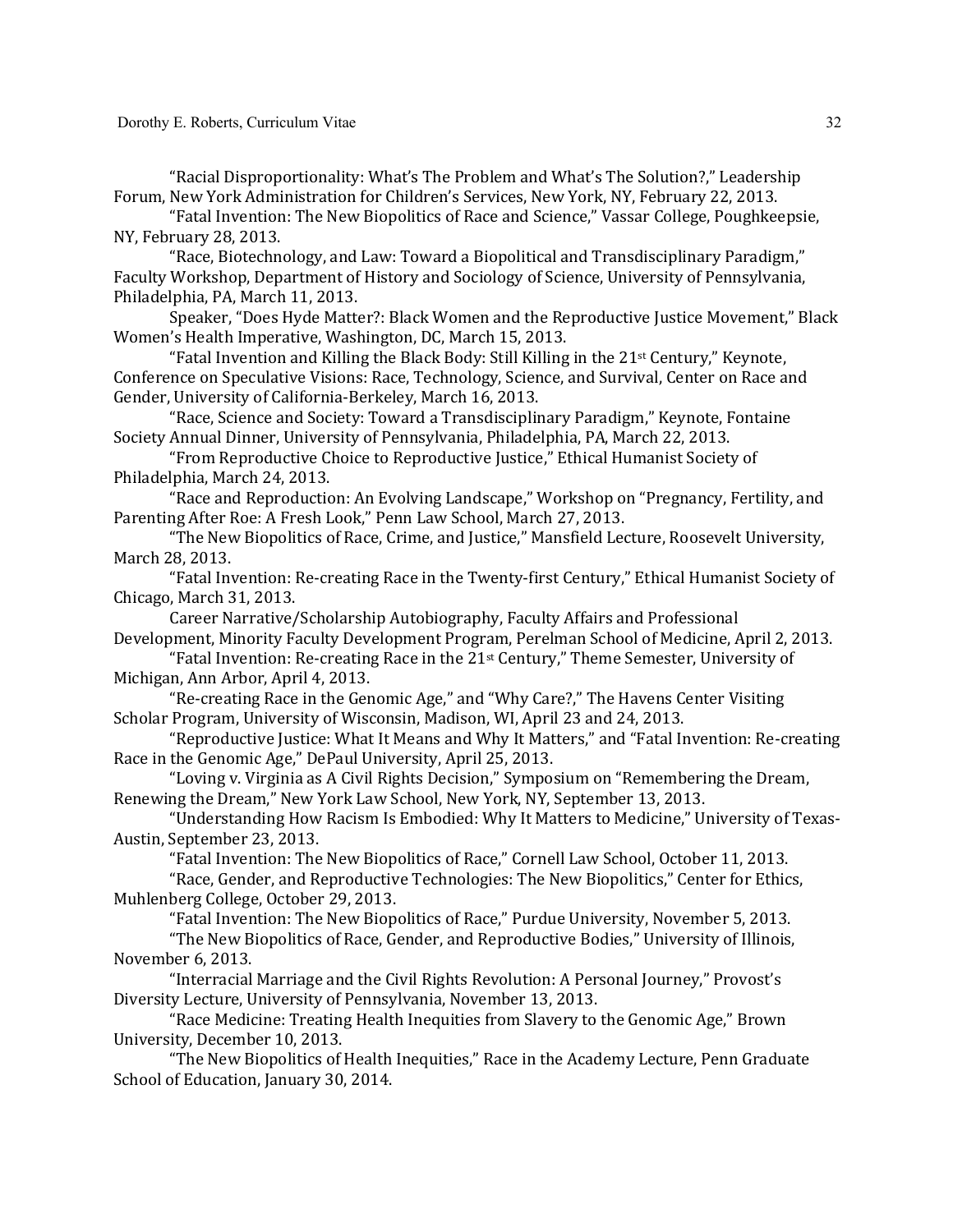"Racial Disproportionality: What's The Problem and What's The Solution?," Leadership Forum, New York Administration for Children's Services, New York, NY, February 22, 2013.

"Fatal Invention: The New Biopolitics of Race and Science," Vassar College, Poughkeepsie, NY, February 28, 2013.

"Race, Biotechnology, and Law: Toward a Biopolitical and Transdisciplinary Paradigm," Faculty Workshop, Department of History and Sociology of Science, University of Pennsylvania, Philadelphia, PA, March 11, 2013.

Speaker, "Does Hyde Matter?: Black Women and the Reproductive Justice Movement," Black Women's Health Imperative, Washington, DC, March 15, 2013.

"Fatal Invention and Killing the Black Body: Still Killing in the 21st Century," Keynote, Conference on Speculative Visions: Race, Technology, Science, and Survival, Center on Race and Gender, University of California-Berkeley, March 16, 2013.

"Race, Science and Society: Toward a Transdisciplinary Paradigm," Keynote, Fontaine Society Annual Dinner, University of Pennsylvania, Philadelphia, PA, March 22, 2013.

"From Reproductive Choice to Reproductive Justice," Ethical Humanist Society of Philadelphia, March 24, 2013.

"Race and Reproduction: An Evolving Landscape," Workshop on "Pregnancy, Fertility, and Parenting After Roe: A Fresh Look," Penn Law School, March 27, 2013.

"The New Biopolitics of Race, Crime, and Justice," Mansfield Lecture, Roosevelt University, March 28, 2013.

"Fatal Invention: Re-creating Race in the Twenty-first Century," Ethical Humanist Society of Chicago, March 31, 2013.

Career Narrative/Scholarship Autobiography, Faculty Affairs and Professional Development, Minority Faculty Development Program, Perelman School of Medicine, April 2, 2013.

"Fatal Invention: Re-creating Race in the 21st Century," Theme Semester, University of Michigan, Ann Arbor, April 4, 2013.

"Re-creating Race in the Genomic Age," and "Why Care?," The Havens Center Visiting Scholar Program, University of Wisconsin, Madison, WI, April 23 and 24, 2013.

"Reproductive Justice: What It Means and Why It Matters," and "Fatal Invention: Re-creating Race in the Genomic Age," DePaul University, April 25, 2013.

"Loving v. Virginia as A Civil Rights Decision," Symposium on "Remembering the Dream, Renewing the Dream," New York Law School, New York, NY, September 13, 2013.

"Understanding How Racism Is Embodied: Why It Matters to Medicine," University of Texas-Austin, September 23, 2013.

"Fatal Invention: The New Biopolitics of Race," Cornell Law School, October 11, 2013.

"Race, Gender, and Reproductive Technologies: The New Biopolitics," Center for Ethics, Muhlenberg College, October 29, 2013.

"Fatal Invention: The New Biopolitics of Race," Purdue University, November 5, 2013.

"The New Biopolitics of Race, Gender, and Reproductive Bodies," University of Illinois, November 6, 2013.

"Interracial Marriage and the Civil Rights Revolution: A Personal Journey," Provost's Diversity Lecture, University of Pennsylvania, November 13, 2013.

"Race Medicine: Treating Health Inequities from Slavery to the Genomic Age," Brown University, December 10, 2013.

"The New Biopolitics of Health Inequities," Race in the Academy Lecture, Penn Graduate School of Education, January 30, 2014.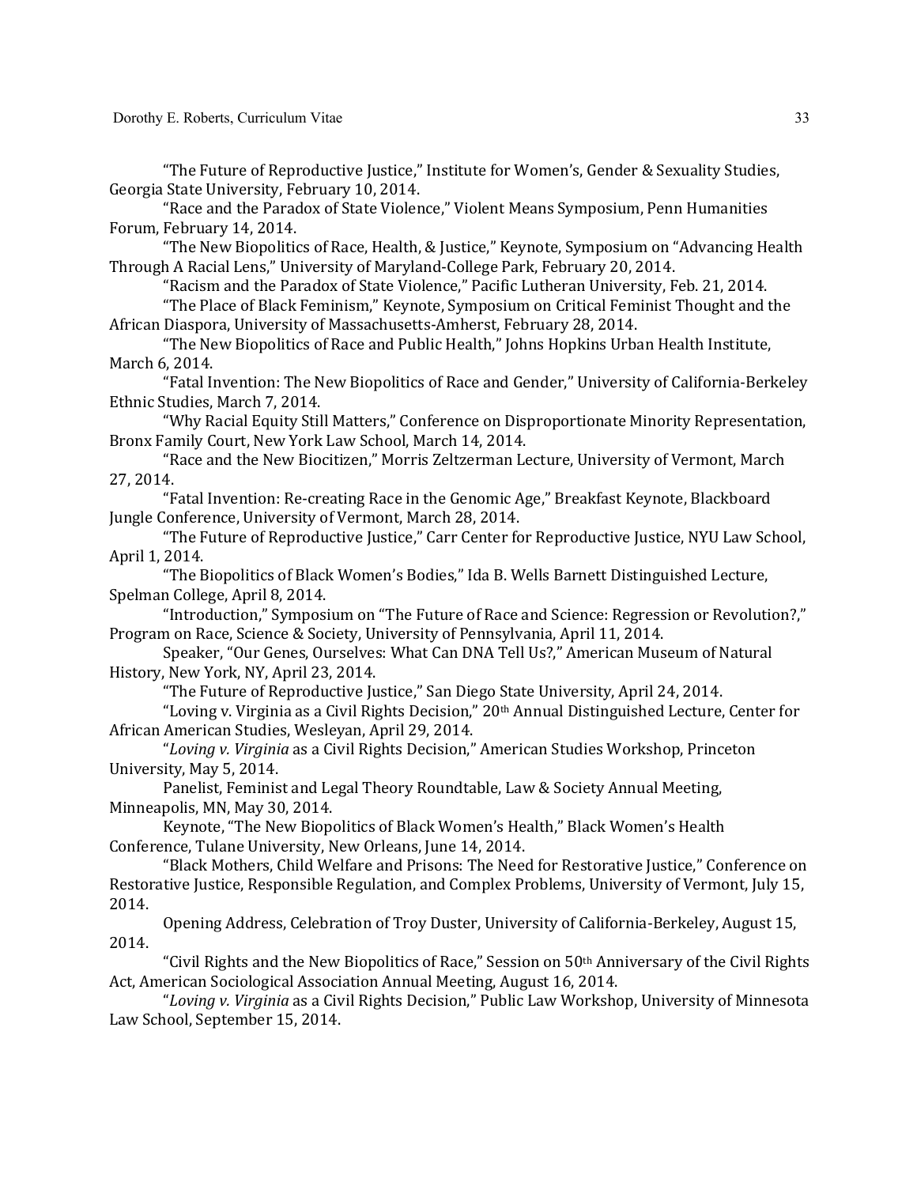"The Future of Reproductive Justice," Institute for Women's, Gender & Sexuality Studies, Georgia State University, February 10, 2014.

"Race and the Paradox of State Violence," Violent Means Symposium, Penn Humanities Forum, February 14, 2014.

"The New Biopolitics of Race, Health, & Justice," Keynote, Symposium on "Advancing Health Through A Racial Lens," University of Maryland-College Park, February 20, 2014.

"Racism and the Paradox of State Violence," Pacific Lutheran University, Feb. 21, 2014.

"The Place of Black Feminism," Keynote, Symposium on Critical Feminist Thought and the African Diaspora, University of Massachusetts-Amherst, February 28, 2014.

"The New Biopolitics of Race and Public Health," Johns Hopkins Urban Health Institute, March 6, 2014.

"Fatal Invention: The New Biopolitics of Race and Gender," University of California-Berkeley Ethnic Studies, March 7, 2014.

"Why Racial Equity Still Matters," Conference on Disproportionate Minority Representation, Bronx Family Court, New York Law School, March 14, 2014.

"Race and the New Biocitizen," Morris Zeltzerman Lecture, University of Vermont, March 27, 2014.

"Fatal Invention: Re-creating Race in the Genomic Age," Breakfast Keynote, Blackboard Jungle Conference, University of Vermont, March 28, 2014.

"The Future of Reproductive Justice," Carr Center for Reproductive Justice, NYU Law School, April 1, 2014.

"The Biopolitics of Black Women's Bodies," Ida B. Wells Barnett Distinguished Lecture, Spelman College, April 8, 2014.

"Introduction," Symposium on "The Future of Race and Science: Regression or Revolution?," Program on Race, Science & Society, University of Pennsylvania, April 11, 2014.

Speaker, "Our Genes, Ourselves: What Can DNA Tell Us?," American Museum of Natural History, New York, NY, April 23, 2014.

"The Future of Reproductive Justice," San Diego State University, April 24, 2014.

"Loving v. Virginia as a Civil Rights Decision," 20th Annual Distinguished Lecture, Center for African American Studies, Wesleyan, April 29, 2014.

"*Loving v. Virginia* as a Civil Rights Decision," American Studies Workshop, Princeton University, May 5, 2014.

Panelist, Feminist and Legal Theory Roundtable, Law & Society Annual Meeting, Minneapolis, MN, May 30, 2014.

Keynote, "The New Biopolitics of Black Women's Health," Black Women's Health Conference, Tulane University, New Orleans, June 14, 2014.

"Black Mothers, Child Welfare and Prisons: The Need for Restorative Justice," Conference on Restorative Justice, Responsible Regulation, and Complex Problems, University of Vermont, July 15, 2014.

Opening Address, Celebration of Troy Duster, University of California-Berkeley, August 15, 2014.

"Civil Rights and the New Biopolitics of Race," Session on 50th Anniversary of the Civil Rights Act, American Sociological Association Annual Meeting, August 16, 2014.

"*Loving v. Virginia* as a Civil Rights Decision," Public Law Workshop, University of Minnesota Law School, September 15, 2014.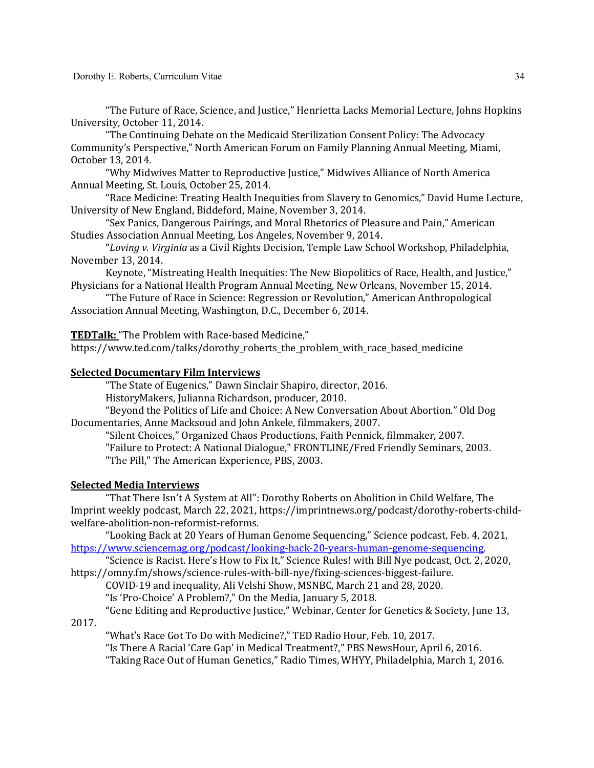"The Future of Race, Science, and Justice," Henrietta Lacks Memorial Lecture, Johns Hopkins University, October 11, 2014.

"The Continuing Debate on the Medicaid Sterilization Consent Policy: The Advocacy Community's Perspective," North American Forum on Family Planning Annual Meeting, Miami, October 13, 2014.

"Why Midwives Matter to Reproductive Justice," Midwives Alliance of North America Annual Meeting, St. Louis, October 25, 2014.

"Race Medicine: Treating Health Inequities from Slavery to Genomics," David Hume Lecture, University of New England, Biddeford, Maine, November 3, 2014.

"Sex Panics, Dangerous Pairings, and Moral Rhetorics of Pleasure and Pain," American Studies Association Annual Meeting, Los Angeles, November 9, 2014.

"*Loving v. Virginia* as a Civil Rights Decision, Temple Law School Workshop, Philadelphia, November 13, 2014.

Keynote, "Mistreating Health Inequities: The New Biopolitics of Race, Health, and Justice," Physicians for a National Health Program Annual Meeting, New Orleans, November 15, 2014.

"The Future of Race in Science: Regression or Revolution," American Anthropological Association Annual Meeting, Washington, D.C., December 6, 2014.

**TEDTalk:** "The Problem with Race-based Medicine," https://www.ted.com/talks/dorothy_roberts_the_problem_with_race_based_medicine

**Selected Documentary Film Interviews**

"The State of Eugenics," Dawn Sinclair Shapiro, director, 2016.

HistoryMakers, Julianna Richardson, producer, 2010.

"Beyond the Politics of Life and Choice: A New Conversation About Abortion." Old Dog Documentaries, Anne Macksoud and John Ankele, filmmakers, 2007.

"Silent Choices," Organized Chaos Productions, Faith Pennick, filmmaker, 2007.

"Failure to Protect: A National Dialogue," FRONTLINE/Fred Friendly Seminars, 2003.

"The Pill," The American Experience, PBS, 2003.

**Selected Media Interviews**

"That There Isn't A System at All": Dorothy Roberts on Abolition in Child Welfare, The Imprint weekly podcast, March 22, 2021, https://imprintnews.org/podcast/dorothy-roberts-child-welfare-abolition-non-reformist-reforms.

"Looking Back at 20 Years of Human Genome Sequencing," Science podcast, Feb. 4, 2021, https://www.sciencemag.org/podcast/looking-back-20-years-human-genome-sequencing.

"Science is Racist. Here's How to Fix It," Science Rules! with Bill Nye podcast, Oct. 2, 2020, https://omny.fm/shows/science-rules-with-bill-nye/fixing-sciences-biggest-failure.

COVID-19 and inequality, Ali Velshi Show, MSNBC, March 21 and 28, 2020.

"Is 'Pro-Choice' A Problem?," On the Media, January 5, 2018.

"Gene Editing and Reproductive Justice," Webinar, Center for Genetics & Society, June 13, 2017.

"What's Race Got To Do with Medicine?," TED Radio Hour, Feb. 10, 2017.

"Is There A Racial 'Care Gap' in Medical Treatment?," PBS NewsHour, April 6, 2016.

"Taking Race Out of Human Genetics," Radio Times, WHYY, Philadelphia, March 1, 2016.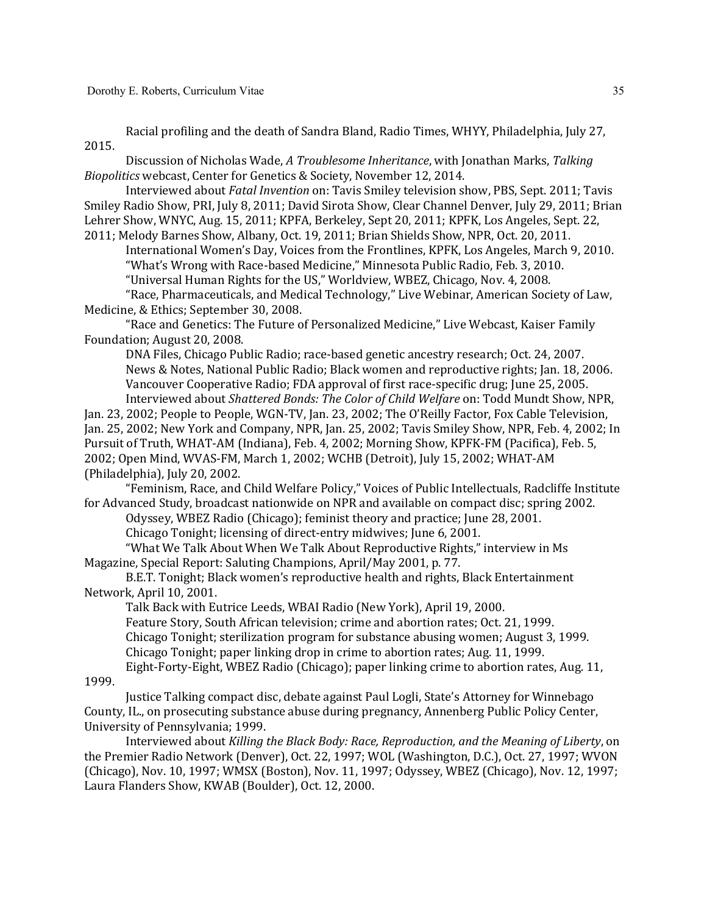Racial profiling and the death of Sandra Bland, Radio Times, WHYY, Philadelphia, July 27, 2015.

Discussion of Nicholas Wade, *A Troublesome Inheritance*, with Jonathan Marks, *Talking Biopolitics* webcast, Center for Genetics & Society, November 12, 2014.

Interviewed about *Fatal Invention* on: Tavis Smiley television show, PBS, Sept. 2011; Tavis Smiley Radio Show, PRI, July 8, 2011; David Sirota Show, Clear Channel Denver, July 29, 2011; Brian Lehrer Show, WNYC, Aug. 15, 2011; KPFA, Berkeley, Sept 20, 2011; KPFK, Los Angeles, Sept. 22, 2011; Melody Barnes Show, Albany, Oct. 19, 2011; Brian Shields Show, NPR, Oct. 20, 2011.

International Women's Day, Voices from the Frontlines, KPFK, Los Angeles, March 9, 2010.

"What's Wrong with Race-based Medicine," Minnesota Public Radio, Feb. 3, 2010.

"Universal Human Rights for the US," Worldview, WBEZ, Chicago, Nov. 4, 2008.

"Race, Pharmaceuticals, and Medical Technology," Live Webinar, American Society of Law, Medicine, & Ethics; September 30, 2008.

"Race and Genetics: The Future of Personalized Medicine," Live Webcast, Kaiser Family Foundation; August 20, 2008.

DNA Files, Chicago Public Radio; race-based genetic ancestry research; Oct. 24, 2007.

News & Notes, National Public Radio; Black women and reproductive rights; Jan. 18, 2006.

Vancouver Cooperative Radio; FDA approval of first race-specific drug; June 25, 2005.

Interviewed about *Shattered Bonds: The Color of Child Welfare* on: Todd Mundt Show, NPR, Jan. 23, 2002; People to People, WGN-TV, Jan. 23, 2002; The O'Reilly Factor, Fox Cable Television, Jan. 25, 2002; New York and Company, NPR, Jan. 25, 2002; Tavis Smiley Show, NPR, Feb. 4, 2002; In Pursuit of Truth, WHAT-AM (Indiana), Feb. 4, 2002; Morning Show, KPFK-FM (Pacifica), Feb. 5, 2002; Open Mind, WVAS-FM, March 1, 2002; WCHB (Detroit), July 15, 2002; WHAT-AM (Philadelphia), July 20, 2002.

"Feminism, Race, and Child Welfare Policy," Voices of Public Intellectuals, Radcliffe Institute for Advanced Study, broadcast nationwide on NPR and available on compact disc; spring 2002.

Odyssey, WBEZ Radio (Chicago); feminist theory and practice; June 28, 2001.

Chicago Tonight; licensing of direct-entry midwives; June 6, 2001.

"What We Talk About When We Talk About Reproductive Rights," interview in Ms Magazine, Special Report: Saluting Champions, April/May 2001, p. 77.

B.E.T. Tonight; Black women's reproductive health and rights, Black Entertainment Network, April 10, 2001.

Talk Back with Eutrice Leeds, WBAI Radio (New York), April 19, 2000.

Feature Story, South African television; crime and abortion rates; Oct. 21, 1999.

Chicago Tonight; sterilization program for substance abusing women; August 3, 1999.

Chicago Tonight; paper linking drop in crime to abortion rates; Aug. 11, 1999.

Eight-Forty-Eight, WBEZ Radio (Chicago); paper linking crime to abortion rates, Aug. 11, 1999.

Justice Talking compact disc, debate against Paul Logli, State's Attorney for Winnebago County, IL., on prosecuting substance abuse during pregnancy, Annenberg Public Policy Center, University of Pennsylvania; 1999.

Interviewed about *Killing the Black Body: Race, Reproduction, and the Meaning of Liberty*, on the Premier Radio Network (Denver), Oct. 22, 1997; WOL (Washington, D.C.), Oct. 27, 1997; WVON (Chicago), Nov. 10, 1997; WMSX (Boston), Nov. 11, 1997; Odyssey, WBEZ (Chicago), Nov. 12, 1997; Laura Flanders Show, KWAB (Boulder), Oct. 12, 2000.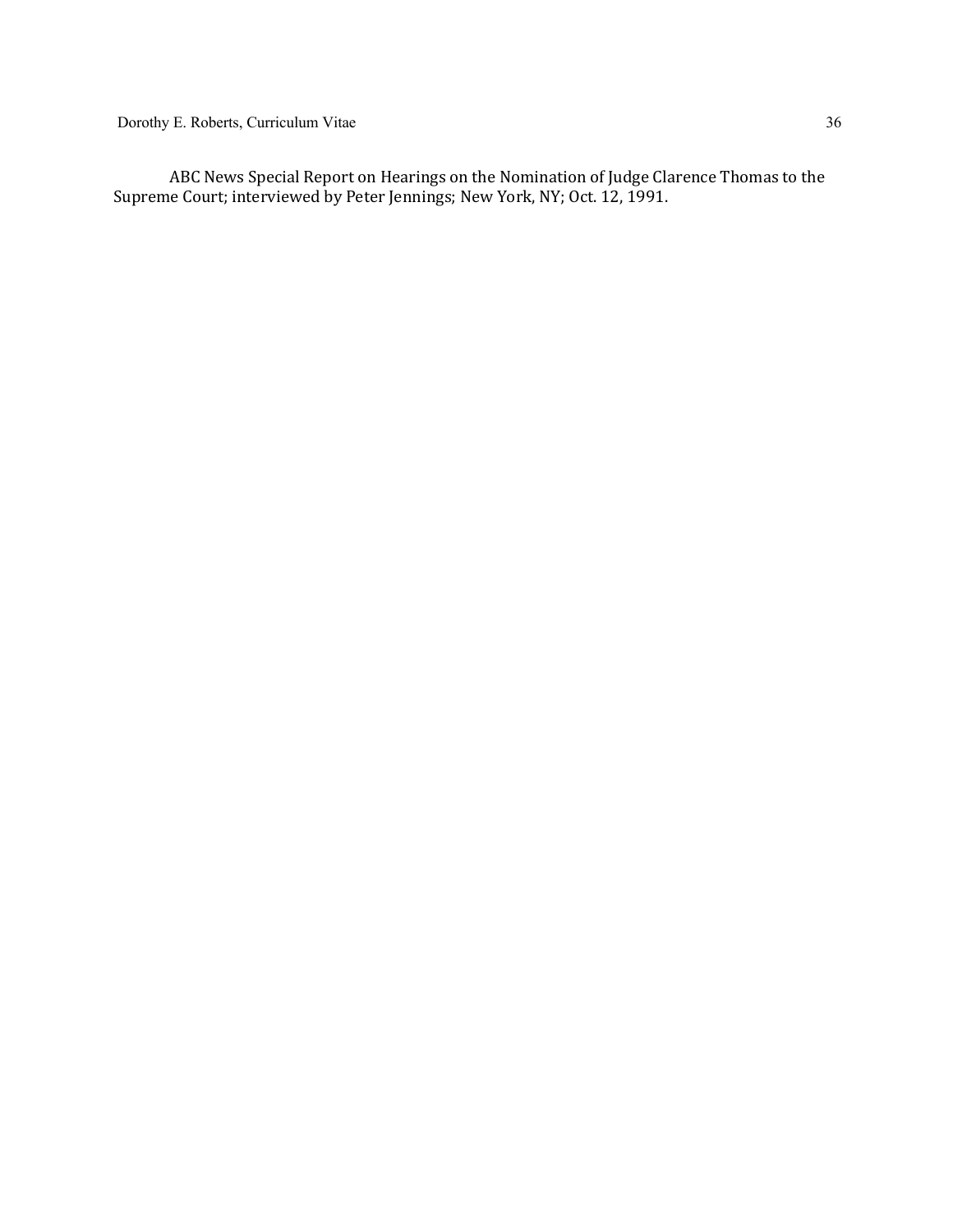ABC News Special Report on Hearings on the Nomination of Judge Clarence Thomas to the Supreme Court; interviewed by Peter Jennings; New York, NY; Oct. 12, 1991.